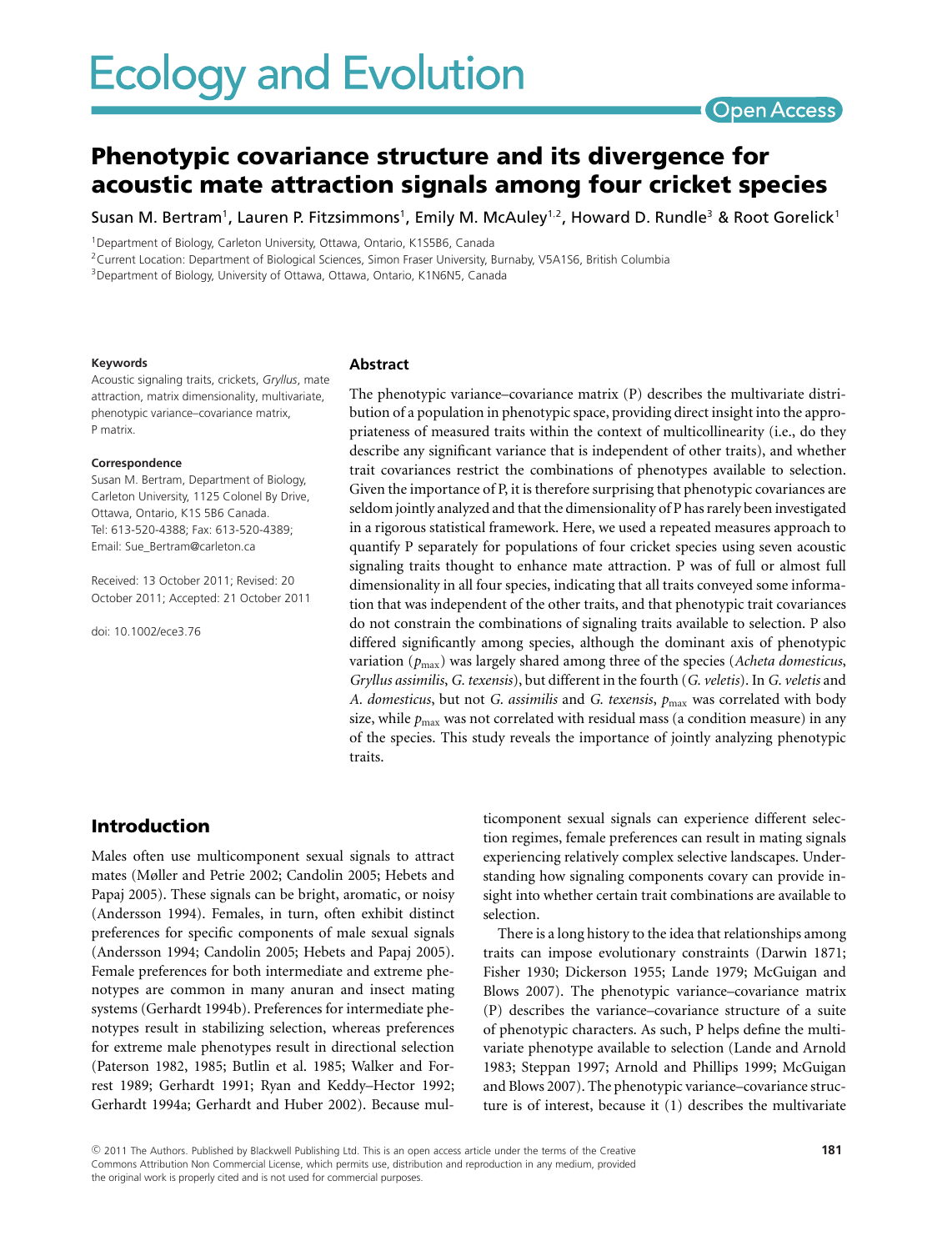# Phenotypic covariance structure and its divergence for acoustic mate attraction signals among four cricket species

Susan M. Bertram[1], Lauren P. Fitzsimmons[1], Emily M. McAuley[1,2], Howard D. Rundle[3] & Root Gorelick[1]

[1]Department of Biology, Carleton University, Ottawa, Ontario, K1S5B6, Canada

[2]Current Location: Department of Biological Sciences, Simon Fraser University, Burnaby, V5A1S6, British Columbia

[3]Department of Biology, University of Ottawa, Ottawa, Ontario, K1N6N5, Canada

#### Keywords

Acoustic signaling traits, crickets, *Gryllus*, mate attraction, matrix dimensionality, multivariate, phenotypic variance–covariance matrix, P matrix.

#### Correspondence

Susan M. Bertram, Department of Biology, Carleton University, 1125 Colonel By Drive, Ottawa, Ontario, K1S 5B6 Canada. Tel: 613-520-4388; Fax: 613-520-4389; Email: Sue_Bertram@carleton.ca

Received: 13 October 2011; Revised: 20 October 2011; Accepted: 21 October 2011

doi: 10.1002/ece3.76

## Abstract

The phenotypic variance–covariance matrix (P) describes the multivariate distribution of a population in phenotypic space, providing direct insight into the appropriateness of measured traits within the context of multicollinearity (i.e., do they describe any significant variance that is independent of other traits), and whether trait covariances restrict the combinations of phenotypes available to selection. Given the importance of P, it is therefore surprising that phenotypic covariances are seldom jointly analyzed and that the dimensionality of P has rarely been investigated in a rigorous statistical framework. Here, we used a repeated measures approach to quantify P separately for populations of four cricket species using seven acoustic signaling traits thought to enhance mate attraction. P was of full or almost full dimensionality in all four species, indicating that all traits conveyed some information that was independent of the other traits, and that phenotypic trait covariances do not constrain the combinations of signaling traits available to selection. P also differed significantly among species, although the dominant axis of phenotypic variation ($p_{max}$) was largely shared among three of the species (*Acheta domesticus*, *Gryllus assimilis*, *G. texensis*), but different in the fourth (*G. veletis*). In *G. veletis* and *A. domesticus*, but not *G. assimilis* and *G. texensis*, $p_{max}$ was correlated with body size, while $p_{max}$ was not correlated with residual mass (a condition measure) in any of the species. This study reveals the importance of jointly analyzing phenotypic traits.

## Introduction

Males often use multicomponent sexual signals to attract mates (Møller and Petrie 2002; Candolin 2005; Hebets and Papaj 2005). These signals can be bright, aromatic, or noisy (Andersson 1994). Females, in turn, often exhibit distinct preferences for specific components of male sexual signals (Andersson 1994; Candolin 2005; Hebets and Papaj 2005). Female preferences for both intermediate and extreme phenotypes are common in many anuran and insect mating systems (Gerhardt 1994b). Preferences for intermediate phenotypes result in stabilizing selection, whereas preferences for extreme male phenotypes result in directional selection (Paterson 1982, 1985; Butlin et al. 1985; Walker and Forrest 1989; Gerhardt 1991; Ryan and Keddy–Hector 1992; Gerhardt 1994a; Gerhardt and Huber 2002). Because multicomponent sexual signals can experience different selection regimes, female preferences can result in mating signals experiencing relatively complex selective landscapes. Understanding how signaling components covary can provide insight into whether certain trait combinations are available to selection.

There is a long history to the idea that relationships among traits can impose evolutionary constraints (Darwin 1871; Fisher 1930; Dickerson 1955; Lande 1979; McGuigan and Blows 2007). The phenotypic variance–covariance matrix (P) describes the variance–covariance structure of a suite of phenotypic characters. As such, P helps define the multivariate phenotype available to selection (Lande and Arnold 1983; Steppan 1997; Arnold and Phillips 1999; McGuigan and Blows 2007). The phenotypic variance–covariance structure is of interest, because it (1) describes the multivariate

© 2011 The Authors. Published by Blackwell Publishing Ltd. This is an open access article under the terms of the Creative Commons Attribution Non Commercial License, which permits use, distribution and reproduction in any medium, provided the original work is properly cited and is not used for commercial purposes.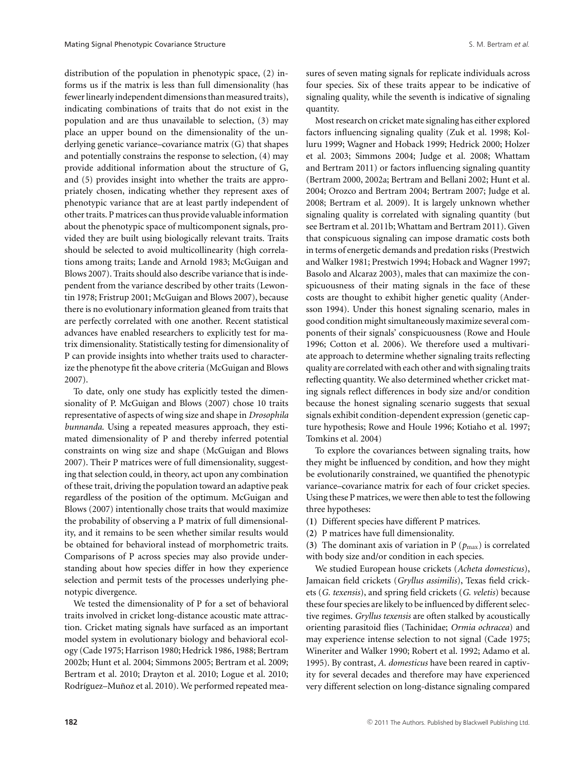distribution of the population in phenotypic space, (2) informs us if the matrix is less than full dimensionality (has fewer linearly independent dimensions than measured traits), indicating combinations of traits that do not exist in the population and are thus unavailable to selection, (3) may place an upper bound on the dimensionality of the underlying genetic variance–covariance matrix (G) that shapes and potentially constrains the response to selection, (4) may provide additional information about the structure of G, and (5) provides insight into whether the traits are appropriately chosen, indicating whether they represent axes of phenotypic variance that are at least partly independent of other traits. P matrices can thus provide valuable information about the phenotypic space of multicomponent signals, provided they are built using biologically relevant traits. Traits should be selected to avoid multicollinearity (high correlations among traits; Lande and Arnold 1983; McGuigan and Blows 2007). Traits should also describe variance that is independent from the variance described by other traits (Lewontin 1978; Fristrup 2001; McGuigan and Blows 2007), because there is no evolutionary information gleaned from traits that are perfectly correlated with one another. Recent statistical advances have enabled researchers to explicitly test for matrix dimensionality. Statistically testing for dimensionality of P can provide insights into whether traits used to characterize the phenotype fit the above criteria (McGuigan and Blows 2007).

To date, only one study has explicitly tested the dimensionality of P. McGuigan and Blows (2007) chose 10 traits representative of aspects of wing size and shape in *Drosophila bunnanda*. Using a repeated measures approach, they estimated dimensionality of P and thereby inferred potential constraints on wing size and shape (McGuigan and Blows 2007). Their P matrices were of full dimensionality, suggesting that selection could, in theory, act upon any combination of these trait, driving the population toward an adaptive peak regardless of the position of the optimum. McGuigan and Blows (2007) intentionally chose traits that would maximize the probability of observing a P matrix of full dimensionality, and it remains to be seen whether similar results would be obtained for behavioral instead of morphometric traits. Comparisons of P across species may also provide understanding about how species differ in how they experience selection and permit tests of the processes underlying phenotypic divergence.

We tested the dimensionality of P for a set of behavioral traits involved in cricket long-distance acoustic mate attraction. Cricket mating signals have surfaced as an important model system in evolutionary biology and behavioral ecology (Cade 1975; Harrison 1980; Hedrick 1986, 1988; Bertram 2002b; Hunt et al. 2004; Simmons 2005; Bertram et al. 2009; Bertram et al. 2010; Drayton et al. 2010; Logue et al. 2010; Rodríguez–Muñoz et al. 2010). We performed repeated measures of seven mating signals for replicate individuals across four species. Six of these traits appear to be indicative of signaling quality, while the seventh is indicative of signaling quantity.

Most research on cricket mate signaling has either explored factors influencing signaling quality (Zuk et al. 1998; Kolluru 1999; Wagner and Hoback 1999; Hedrick 2000; Holzer et al. 2003; Simmons 2004; Judge et al. 2008; Whattam and Bertram 2011) or factors influencing signaling quantity (Bertram 2000, 2002a; Bertram and Bellani 2002; Hunt et al. 2004; Orozco and Bertram 2004; Bertram 2007; Judge et al. 2008; Bertram et al. 2009). It is largely unknown whether signaling quality is correlated with signaling quantity (but see Bertram et al. 2011b; Whattam and Bertram 2011). Given that conspicuous signaling can impose dramatic costs both in terms of energetic demands and predation risks (Prestwich and Walker 1981; Prestwich 1994; Hoback and Wagner 1997; Basolo and Alcaraz 2003), males that can maximize the conspicuousness of their mating signals in the face of these costs are thought to exhibit higher genetic quality (Andersson 1994). Under this honest signaling scenario, males in good condition might simultaneously maximize several components of their signals' conspicuousness (Rowe and Houle 1996; Cotton et al. 2006). We therefore used a multivariate approach to determine whether signaling traits reflecting quality are correlated with each other and with signaling traits reflecting quantity. We also determined whether cricket mating signals reflect differences in body size and/or condition because the honest signaling scenario suggests that sexual signals exhibit condition-dependent expression (genetic capture hypothesis; Rowe and Houle 1996; Kotiaho et al. 1997; Tomkins et al. 2004)

To explore the covariances between signaling traits, how they might be influenced by condition, and how they might be evolutionarily constrained, we quantified the phenotypic variance–covariance matrix for each of four cricket species. Using these P matrices, we were then able to test the following three hypotheses:

(**1**) Different species have different P matrices.

(**2**) P matrices have full dimensionality.

(**3**) The dominant axis of variation in P ($p_{\max}$) is correlated with body size and/or condition in each species.

We studied European house crickets (*Acheta domesticus*), Jamaican field crickets (*Gryllus assimilis*), Texas field crickets (*G. texensis*), and spring field crickets (*G. veletis*) because these four species are likely to be influenced by different selective regimes. *Gryllus texensis* are often stalked by acoustically orienting parasitoid flies (Tachinidae; *Ormia ochracea*) and may experience intense selection to not signal (Cade 1975; Wineriter and Walker 1990; Robert et al. 1992; Adamo et al. 1995). By contrast, *A. domesticus* have been reared in captivity for several decades and therefore may have experienced very different selection on long-distance signaling compared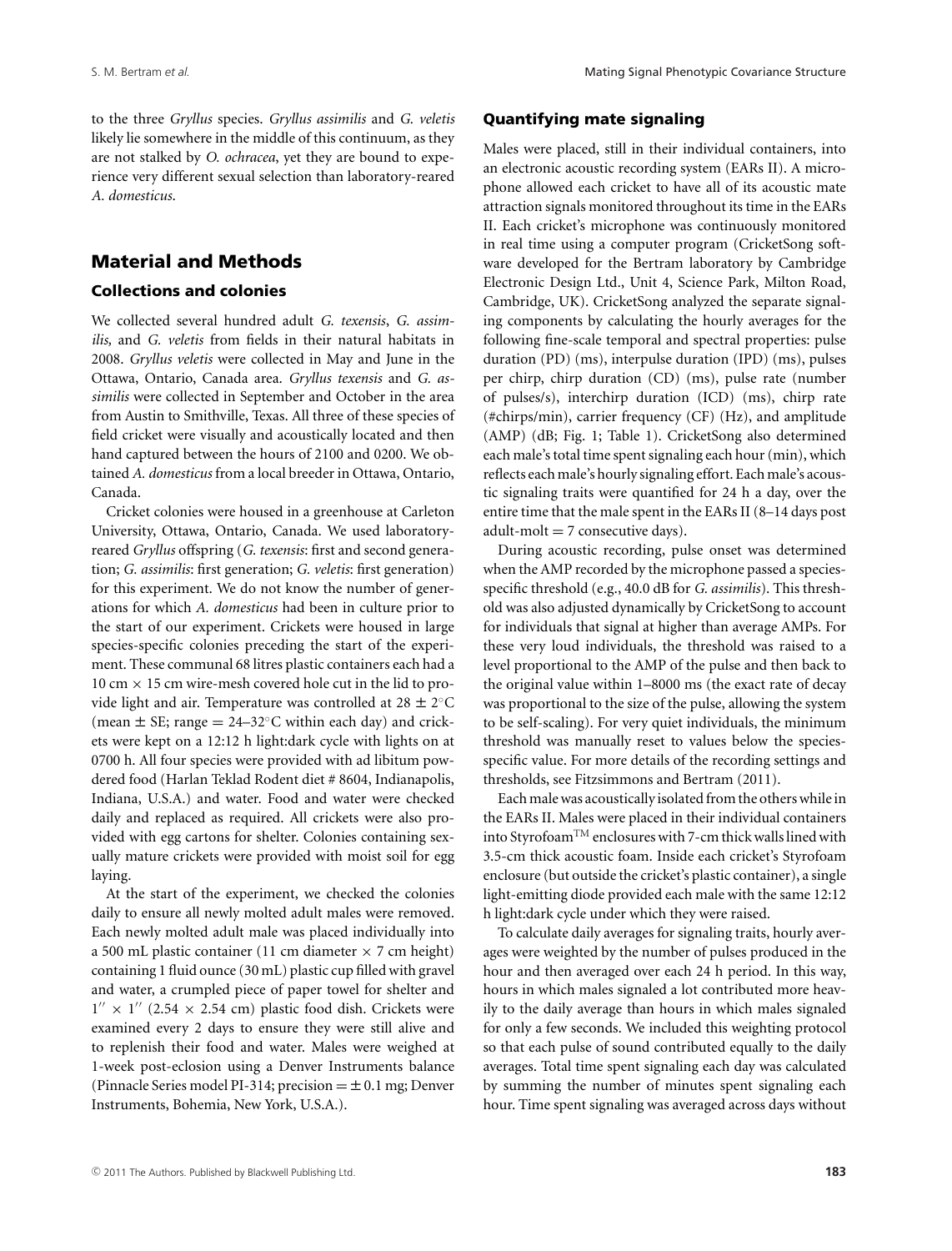to the three *Gryllus* species. *Gryllus assimilis* and *G. veletis* likely lie somewhere in the middle of this continuum, as they are not stalked by *O. ochracea*, yet they are bound to experience very different sexual selection than laboratory-reared *A. domesticus*.

## Material and Methods

### Collections and colonies

We collected several hundred adult *G. texensis*, *G. assimilis,* and *G. veletis* from fields in their natural habitats in 2008. *Gryllus veletis* were collected in May and June in the Ottawa, Ontario, Canada area. *Gryllus texensis* and *G. assimilis* were collected in September and October in the area from Austin to Smithville, Texas. All three of these species of field cricket were visually and acoustically located and then hand captured between the hours of 2100 and 0200. We obtained *A. domesticus* from a local breeder in Ottawa, Ontario, Canada.

Cricket colonies were housed in a greenhouse at Carleton University, Ottawa, Ontario, Canada. We used laboratory-reared *Gryllus* offspring (*G. texensis*: first and second generation; *G. assimilis*: first generation; *G. veletis*: first generation) for this experiment. We do not know the number of generations for which *A. domesticus* had been in culture prior to the start of our experiment. Crickets were housed in large species-specific colonies preceding the start of the experiment. These communal 68 litres plastic containers each had a 10 cm × 15 cm wire-mesh covered hole cut in the lid to provide light and air. Temperature was controlled at 28 ± 2°C (mean ± SE; range = 24–32°C within each day) and crickets were kept on a 12:12 h light:dark cycle with lights on at 0700 h. All four species were provided with ad libitum powdered food (Harlan Teklad Rodent diet # 8604, Indianapolis, Indiana, U.S.A.) and water. Food and water were checked daily and replaced as required. All crickets were also provided with egg cartons for shelter. Colonies containing sexually mature crickets were provided with moist soil for egg laying.

At the start of the experiment, we checked the colonies daily to ensure all newly molted adult males were removed. Each newly molted adult male was placed individually into a 500 mL plastic container (11 cm diameter × 7 cm height) containing 1 fluid ounce (30 mL) plastic cup filled with gravel and water, a crumpled piece of paper towel for shelter and 1″ × 1″ (2.54 × 2.54 cm) plastic food dish. Crickets were examined every 2 days to ensure they were still alive and to replenish their food and water. Males were weighed at 1-week post-eclosion using a Denver Instruments balance (Pinnacle Series model PI-314; precision = ± 0.1 mg; Denver Instruments, Bohemia, New York, U.S.A.).

### Quantifying mate signaling

Males were placed, still in their individual containers, into an electronic acoustic recording system (EARs II). A microphone allowed each cricket to have all of its acoustic mate attraction signals monitored throughout its time in the EARs II. Each cricket's microphone was continuously monitored in real time using a computer program (CricketSong software developed for the Bertram laboratory by Cambridge Electronic Design Ltd., Unit 4, Science Park, Milton Road, Cambridge, UK). CricketSong analyzed the separate signaling components by calculating the hourly averages for the following fine-scale temporal and spectral properties: pulse duration (PD) (ms), interpulse duration (IPD) (ms), pulses per chirp, chirp duration (CD) (ms), pulse rate (number of pulses/s), interchirp duration (ICD) (ms), chirp rate (#chirps/min), carrier frequency (CF) (Hz), and amplitude (AMP) (dB; Fig. 1; Table 1). CricketSong also determined each male's total time spent signaling each hour (min), which reflects each male's hourly signaling effort. Each male's acoustic signaling traits were quantified for 24 h a day, over the entire time that the male spent in the EARs II (8–14 days post adult-molt = 7 consecutive days).

During acoustic recording, pulse onset was determined when the AMP recorded by the microphone passed a species-specific threshold (e.g., 40.0 dB for *G. assimilis*). This threshold was also adjusted dynamically by CricketSong to account for individuals that signal at higher than average AMPs. For these very loud individuals, the threshold was raised to a level proportional to the AMP of the pulse and then back to the original value within 1–8000 ms (the exact rate of decay was proportional to the size of the pulse, allowing the system to be self-scaling). For very quiet individuals, the minimum threshold was manually reset to values below the species-specific value. For more details of the recording settings and thresholds, see Fitzsimmons and Bertram (2011).

Each male was acoustically isolated from the others while in the EARs II. Males were placed in their individual containers into Styrofoam™ enclosures with 7-cm thick walls lined with 3.5-cm thick acoustic foam. Inside each cricket's Styrofoam enclosure (but outside the cricket's plastic container), a single light-emitting diode provided each male with the same 12:12 h light:dark cycle under which they were raised.

To calculate daily averages for signaling traits, hourly averages were weighted by the number of pulses produced in the hour and then averaged over each 24 h period. In this way, hours in which males signaled a lot contributed more heavily to the daily average than hours in which males signaled for only a few seconds. We included this weighting protocol so that each pulse of sound contributed equally to the daily averages. Total time spent signaling each day was calculated by summing the number of minutes spent signaling each hour. Time spent signaling was averaged across days without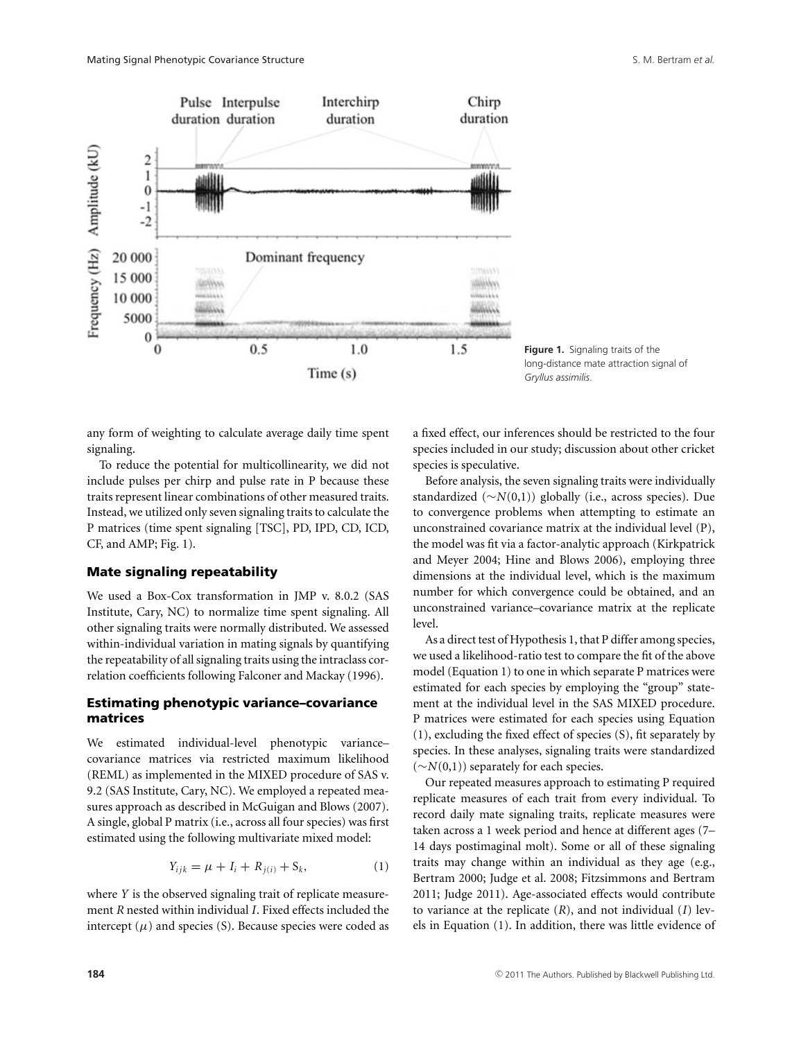**Figure 1.** Signaling traits of the long-distance mate attraction signal of *Gryllus assimilis*.

any form of weighting to calculate average daily time spent signaling.

To reduce the potential for multicollinearity, we did not include pulses per chirp and pulse rate in P because these traits represent linear combinations of other measured traits. Instead, we utilized only seven signaling traits to calculate the P matrices (time spent signaling [TSC], PD, IPD, CD, ICD, CF, and AMP; Fig. 1).

### Mate signaling repeatability

We used a Box-Cox transformation in JMP v. 8.0.2 (SAS Institute, Cary, NC) to normalize time spent signaling. All other signaling traits were normally distributed. We assessed within-individual variation in mating signals by quantifying the repeatability of all signaling traits using the intraclass correlation coefficients following Falconer and Mackay (1996).

### Estimating phenotypic variance–covariance matrices

We estimated individual-level phenotypic variance–covariance matrices via restricted maximum likelihood (REML) as implemented in the MIXED procedure of SAS v. 9.2 (SAS Institute, Cary, NC). We employed a repeated measures approach as described in McGuigan and Blows (2007). A single, global P matrix (i.e., across all four species) was first estimated using the following multivariate mixed model:

$$Y_{ijk} = \mu + I_i + R_{j(i)} + S_k, \quad (1)$$

where $Y$ is the observed signaling trait of replicate measurement $R$ nested within individual $I$. Fixed effects included the intercept ($\mu$) and species (S). Because species were coded as a fixed effect, our inferences should be restricted to the four species included in our study; discussion about other cricket species is speculative.

Before analysis, the seven signaling traits were individually standardized ($\sim N(0,1)$) globally (i.e., across species). Due to convergence problems when attempting to estimate an unconstrained covariance matrix at the individual level (P), the model was fit via a factor-analytic approach (Kirkpatrick and Meyer 2004; Hine and Blows 2006), employing three dimensions at the individual level, which is the maximum number for which convergence could be obtained, and an unconstrained variance–covariance matrix at the replicate level.

As a direct test of Hypothesis 1, that P differ among species, we used a likelihood-ratio test to compare the fit of the above model (Equation 1) to one in which separate P matrices were estimated for each species by employing the "group" statement at the individual level in the SAS MIXED procedure. P matrices were estimated for each species using Equation (1), excluding the fixed effect of species (S), fit separately by species. In these analyses, signaling traits were standardized ($\sim N(0,1)$) separately for each species.

Our repeated measures approach to estimating P required replicate measures of each trait from every individual. To record daily mate signaling traits, replicate measures were taken across a 1 week period and hence at different ages (7–14 days postimaginal molt). Some or all of these signaling traits may change within an individual as they age (e.g., Bertram 2000; Judge et al. 2008; Fitzsimmons and Bertram 2011; Judge 2011). Age-associated effects would contribute to variance at the replicate ($R$), and not individual ($I$) levels in Equation (1). In addition, there was little evidence of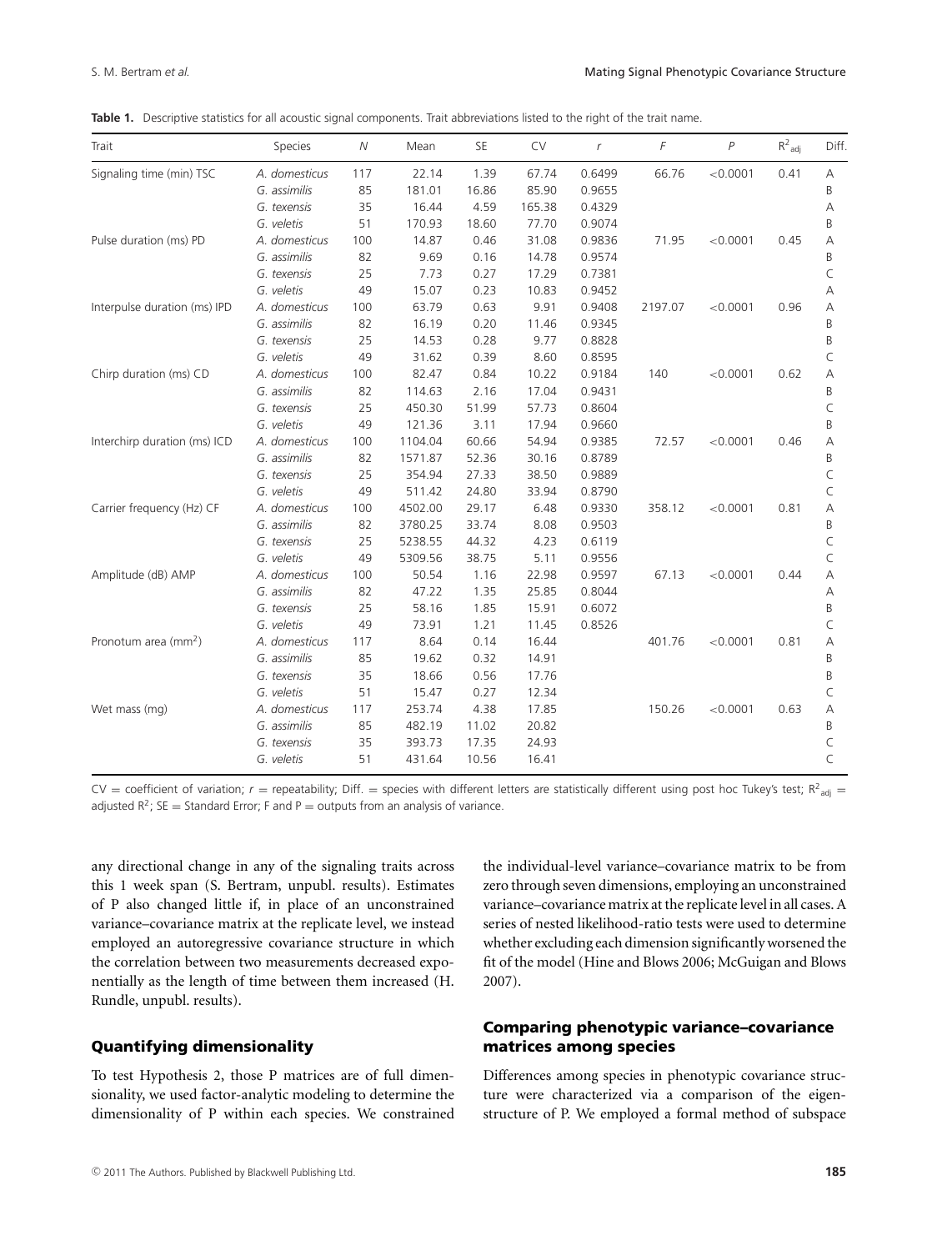**Table 1.** Descriptive statistics for all acoustic signal components. Trait abbreviations listed to the right of the trait name.

| Trait | Species | $N$ | Mean | SE | CV | $r$ | $F$ | $P$ | $R^2_{adj}$ | Diff. |
|---|---|---|---|---|---|---|---|---|---|---|
| Signaling time (min) TSC | *A. domesticus* | 117 | 22.14 | 1.39 | 67.74 | 0.6499 | 66.76 | <0.0001 | 0.41 | A |
| | *G. assimilis* | 85 | 181.01 | 16.86 | 85.90 | 0.9655 | | | | B |
| | *G. texensis* | 35 | 16.44 | 4.59 | 165.38 | 0.4329 | | | | A |
| | *G. veletis* | 51 | 170.93 | 18.60 | 77.70 | 0.9074 | | | | B |
| Pulse duration (ms) PD | *A. domesticus* | 100 | 14.87 | 0.46 | 31.08 | 0.9836 | 71.95 | <0.0001 | 0.45 | A |
| | *G. assimilis* | 82 | 9.69 | 0.16 | 14.78 | 0.9574 | | | | B |
| | *G. texensis* | 25 | 7.73 | 0.27 | 17.29 | 0.7381 | | | | C |
| | *G. veletis* | 49 | 15.07 | 0.23 | 10.83 | 0.9452 | | | | A |
| Interpulse duration (ms) IPD | *A. domesticus* | 100 | 63.79 | 0.63 | 9.91 | 0.9408 | 2197.07 | <0.0001 | 0.96 | A |
| | *G. assimilis* | 82 | 16.19 | 0.20 | 11.46 | 0.9345 | | | | B |
| | *G. texensis* | 25 | 14.53 | 0.28 | 9.77 | 0.8828 | | | | B |
| | *G. veletis* | 49 | 31.62 | 0.39 | 8.60 | 0.8595 | | | | C |
| Chirp duration (ms) CD | *A. domesticus* | 100 | 82.47 | 0.84 | 10.22 | 0.9184 | 140 | <0.0001 | 0.62 | A |
| | *G. assimilis* | 82 | 114.63 | 2.16 | 17.04 | 0.9431 | | | | B |
| | *G. texensis* | 25 | 450.30 | 51.99 | 57.73 | 0.8604 | | | | C |
| | *G. veletis* | 49 | 121.36 | 3.11 | 17.94 | 0.9660 | | | | B |
| Interchirp duration (ms) ICD | *A. domesticus* | 100 | 1104.04 | 60.66 | 54.94 | 0.9385 | 72.57 | <0.0001 | 0.46 | A |
| | *G. assimilis* | 82 | 1571.87 | 52.36 | 30.16 | 0.8789 | | | | B |
| | *G. texensis* | 25 | 354.94 | 27.33 | 38.50 | 0.9889 | | | | C |
| | *G. veletis* | 49 | 511.42 | 24.80 | 33.94 | 0.8790 | | | | C |
| Carrier frequency (Hz) CF | *A. domesticus* | 100 | 4502.00 | 29.17 | 6.48 | 0.9330 | 358.12 | <0.0001 | 0.81 | A |
| | *G. assimilis* | 82 | 3780.25 | 33.74 | 8.08 | 0.9503 | | | | B |
| | *G. texensis* | 25 | 5238.55 | 44.32 | 4.23 | 0.6119 | | | | C |
| | *G. veletis* | 49 | 5309.56 | 38.75 | 5.11 | 0.9556 | | | | C |
| Amplitude (dB) AMP | *A. domesticus* | 100 | 50.54 | 1.16 | 22.98 | 0.9597 | 67.13 | <0.0001 | 0.44 | A |
| | *G. assimilis* | 82 | 47.22 | 1.35 | 25.85 | 0.8044 | | | | A |
| | *G. texensis* | 25 | 58.16 | 1.85 | 15.91 | 0.6072 | | | | B |
| | *G. veletis* | 49 | 73.91 | 1.21 | 11.45 | 0.8526 | | | | C |
| Pronotum area (mm$^2$) | *A. domesticus* | 117 | 8.64 | 0.14 | 16.44 | | 401.76 | <0.0001 | 0.81 | A |
| | *G. assimilis* | 85 | 19.62 | 0.32 | 14.91 | | | | | B |
| | *G. texensis* | 35 | 18.66 | 0.56 | 17.76 | | | | | B |
| | *G. veletis* | 51 | 15.47 | 0.27 | 12.34 | | | | | C |
| Wet mass (mg) | *A. domesticus* | 117 | 253.74 | 4.38 | 17.85 | | 150.26 | <0.0001 | 0.63 | A |
| | *G. assimilis* | 85 | 482.19 | 11.02 | 20.82 | | | | | B |
| | *G. texensis* | 35 | 393.73 | 17.35 | 24.93 | | | | | C |
| | *G. veletis* | 51 | 431.64 | 10.56 | 16.41 | | | | | C |

CV = coefficient of variation; $r$ = repeatability; Diff. = species with different letters are statistically different using post hoc Tukey's test; $R^2_{adj}$ = adjusted $R^2$; SE = Standard Error; F and P = outputs from an analysis of variance.

any directional change in any of the signaling traits across this 1 week span (S. Bertram, unpubl. results). Estimates of P also changed little if, in place of an unconstrained variance–covariance matrix at the replicate level, we instead employed an autoregressive covariance structure in which the correlation between two measurements decreased exponentially as the length of time between them increased (H. Rundle, unpubl. results).

### Quantifying dimensionality

To test Hypothesis 2, those P matrices are of full dimensionality, we used factor-analytic modeling to determine the dimensionality of P within each species. We constrained the individual-level variance–covariance matrix to be from zero through seven dimensions, employing an unconstrained variance–covariance matrix at the replicate level in all cases. A series of nested likelihood-ratio tests were used to determine whether excluding each dimension significantly worsened the fit of the model (Hine and Blows 2006; McGuigan and Blows 2007).

### Comparing phenotypic variance–covariance matrices among species

Differences among species in phenotypic covariance structure were characterized via a comparison of the eigenstructure of P. We employed a formal method of subspace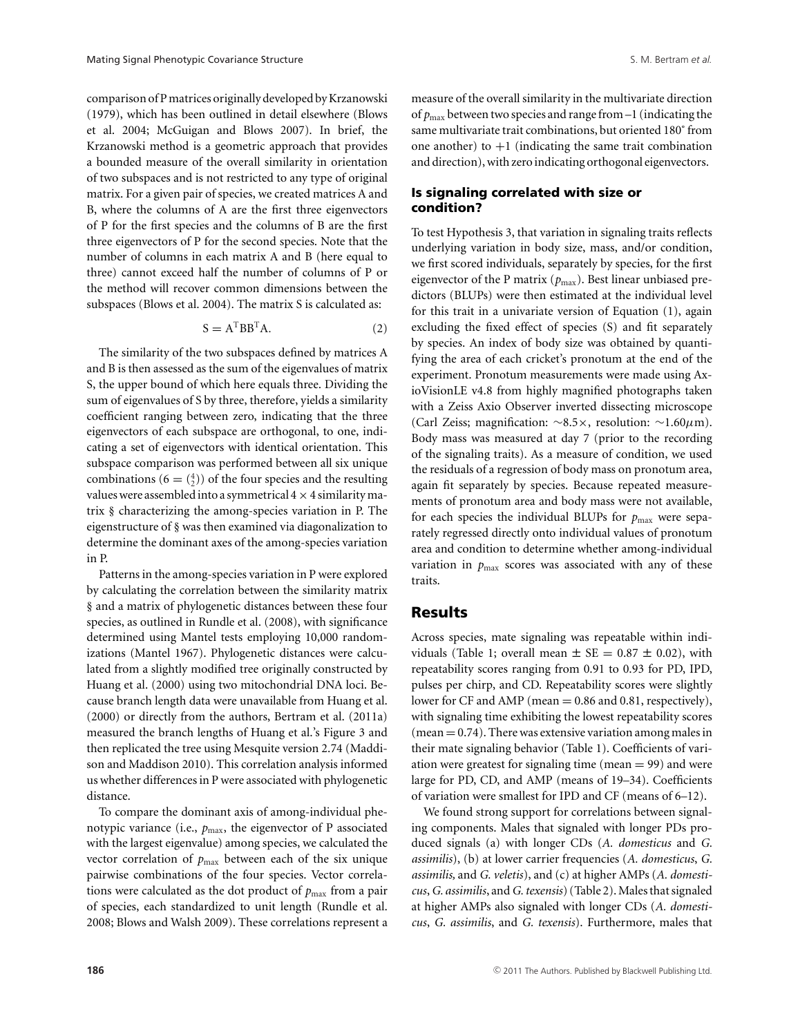comparison of P matrices originally developed by Krzanowski (1979), which has been outlined in detail elsewhere (Blows et al. 2004; McGuigan and Blows 2007). In brief, the Krzanowski method is a geometric approach that provides a bounded measure of the overall similarity in orientation of two subspaces and is not restricted to any type of original matrix. For a given pair of species, we created matrices A and B, where the columns of A are the first three eigenvectors of P for the first species and the columns of B are the first three eigenvectors of P for the second species. Note that the number of columns in each matrix A and B (here equal to three) cannot exceed half the number of columns of P or the method will recover common dimensions between the subspaces (Blows et al. 2004). The matrix S is calculated as:

$$S = A^{T}BB^{T}A. \tag{2}$$

The similarity of the two subspaces defined by matrices A and B is then assessed as the sum of the eigenvalues of matrix S, the upper bound of which here equals three. Dividing the sum of eigenvalues of S by three, therefore, yields a similarity coefficient ranging between zero, indicating that the three eigenvectors of each subspace are orthogonal, to one, indicating a set of eigenvectors with identical orientation. This subspace comparison was performed between all six unique combinations ($6 = \binom{4}{2}$) of the four species and the resulting values were assembled into a symmetrical $4 \times 4$ similarity matrix § characterizing the among-species variation in P. The eigenstructure of § was then examined via diagonalization to determine the dominant axes of the among-species variation in P.

Patterns in the among-species variation in P were explored by calculating the correlation between the similarity matrix § and a matrix of phylogenetic distances between these four species, as outlined in Rundle et al. (2008), with significance determined using Mantel tests employing 10,000 randomizations (Mantel 1967). Phylogenetic distances were calculated from a slightly modified tree originally constructed by Huang et al. (2000) using two mitochondrial DNA loci. Because branch length data were unavailable from Huang et al. (2000) or directly from the authors, Bertram et al. (2011a) measured the branch lengths of Huang et al.'s Figure 3 and then replicated the tree using Mesquite version 2.74 (Maddison and Maddison 2010). This correlation analysis informed us whether differences in P were associated with phylogenetic distance.

To compare the dominant axis of among-individual phenotypic variance (i.e., $p_{\max}$, the eigenvector of P associated with the largest eigenvalue) among species, we calculated the vector correlation of $p_{\max}$ between each of the six unique pairwise combinations of the four species. Vector correlations were calculated as the dot product of $p_{\max}$ from a pair of species, each standardized to unit length (Rundle et al. 2008; Blows and Walsh 2009). These correlations represent a measure of the overall similarity in the multivariate direction of $p_{\max}$ between two species and range from –1 (indicating the same multivariate trait combinations, but oriented 180° from one another) to +1 (indicating the same trait combination and direction), with zero indicating orthogonal eigenvectors.

### Is signaling correlated with size or condition?

To test Hypothesis 3, that variation in signaling traits reflects underlying variation in body size, mass, and/or condition, we first scored individuals, separately by species, for the first eigenvector of the P matrix ($p_{\max}$). Best linear unbiased predictors (BLUPs) were then estimated at the individual level for this trait in a univariate version of Equation (1), again excluding the fixed effect of species (S) and fit separately by species. An index of body size was obtained by quantifying the area of each cricket's pronotum at the end of the experiment. Pronotum measurements were made using AxioVisionLE v4.8 from highly magnified photographs taken with a Zeiss Axio Observer inverted dissecting microscope (Carl Zeiss; magnification: ~8.5×, resolution: ~1.60$\mu$m). Body mass was measured at day 7 (prior to the recording of the signaling traits). As a measure of condition, we used the residuals of a regression of body mass on pronotum area, again fit separately by species. Because repeated measurements of pronotum area and body mass were not available, for each species the individual BLUPs for $p_{\max}$ were separately regressed directly onto individual values of pronotum area and condition to determine whether among-individual variation in $p_{\max}$ scores was associated with any of these traits.

## Results

Across species, mate signaling was repeatable within individuals (Table 1; overall mean ± SE = 0.87 ± 0.02), with repeatability scores ranging from 0.91 to 0.93 for PD, IPD, pulses per chirp, and CD. Repeatability scores were slightly lower for CF and AMP (mean = 0.86 and 0.81, respectively), with signaling time exhibiting the lowest repeatability scores (mean = 0.74). There was extensive variation among males in their mate signaling behavior (Table 1). Coefficients of variation were greatest for signaling time (mean = 99) and were large for PD, CD, and AMP (means of 19–34). Coefficients of variation were smallest for IPD and CF (means of 6–12).

We found strong support for correlations between signaling components. Males that signaled with longer PDs produced signals (a) with longer CDs (*A. domesticus* and *G. assimilis*), (b) at lower carrier frequencies (*A. domesticus*, *G. assimilis,* and *G. veletis*), and (c) at higher AMPs (*A. domesticus*, *G. assimilis*, and *G. texensis*) (Table 2). Males that signaled at higher AMPs also signaled with longer CDs (*A. domesticus*, *G. assimilis*, and *G. texensis*). Furthermore, males that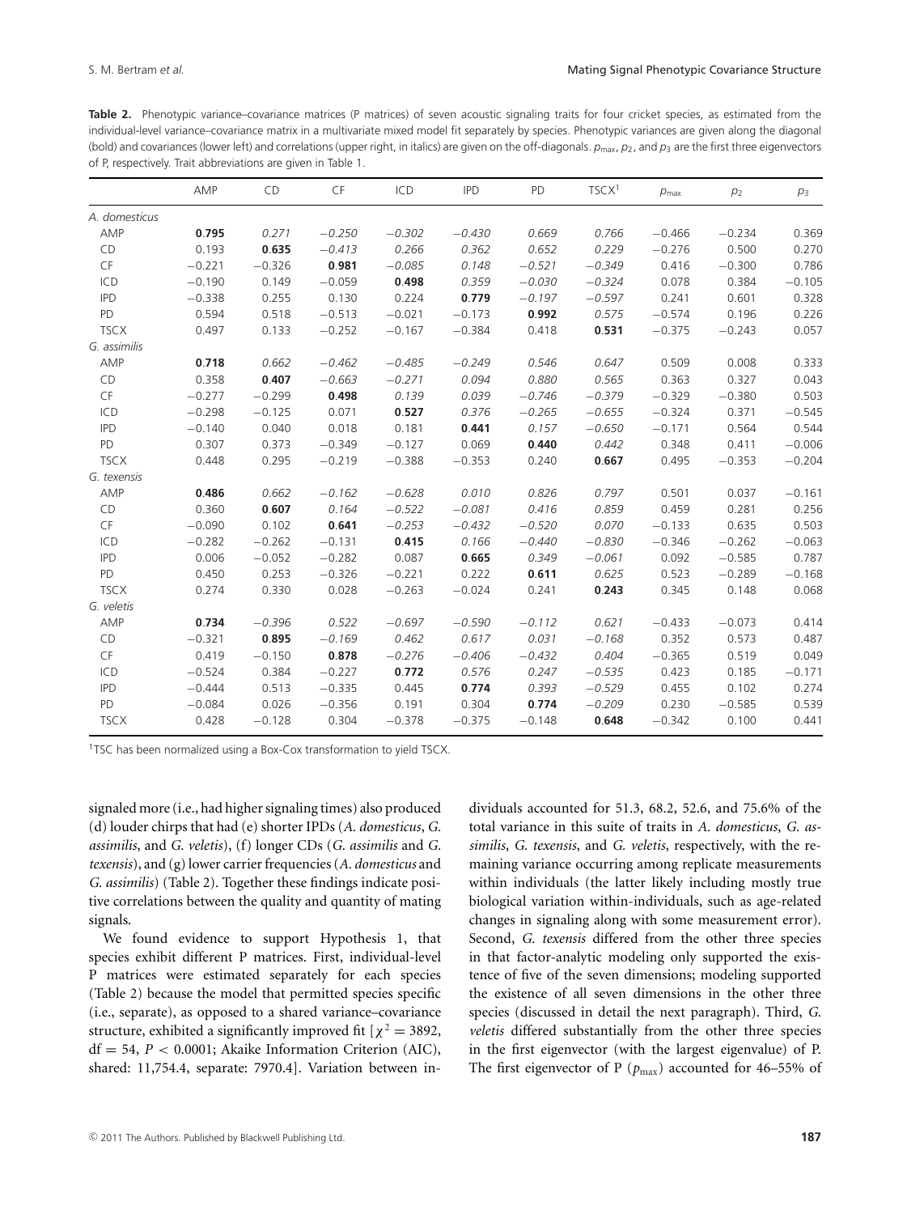**Table 2.** Phenotypic variance–covariance matrices (P matrices) of seven acoustic signaling traits for four cricket species, as estimated from the individual-level variance–covariance matrix in a multivariate mixed model fit separately by species. Phenotypic variances are given along the diagonal (bold) and covariances (lower left) and correlations (upper right, in italics) are given on the off-diagonals. $p_{max}$, $p_2$, and $p_3$ are the first three eigenvectors of P, respectively. Trait abbreviations are given in Table 1.

| | AMP | CD | CF | ICD | IPD | PD | TSCX[1] | $p_{max}$ | $p_2$ | $p_3$ |
|---|---|---|---|---|---|---|---|---|---|---|
| *A. domesticus* | | | | | | | | | | |
| AMP | **0.795** | *0.271* | *−0.250* | *−0.302* | *−0.430* | *0.669* | *0.766* | −0.466 | −0.234 | 0.369 |
| CD | 0.193 | **0.635** | *−0.413* | *0.266* | *0.362* | *0.652* | *0.229* | −0.276 | 0.500 | 0.270 |
| CF | −0.221 | −0.326 | **0.981** | *−0.085* | *0.148* | *−0.521* | *−0.349* | 0.416 | −0.300 | 0.786 |
| ICD | −0.190 | 0.149 | −0.059 | **0.498** | *0.359* | *−0.030* | *−0.324* | 0.078 | 0.384 | −0.105 |
| IPD | −0.338 | 0.255 | 0.130 | 0.224 | **0.779** | *−0.197* | *−0.597* | 0.241 | 0.601 | 0.328 |
| PD | 0.594 | 0.518 | −0.513 | −0.021 | −0.173 | **0.992** | *0.575* | −0.574 | 0.196 | 0.226 |
| TSCX | 0.497 | 0.133 | −0.252 | −0.167 | −0.384 | 0.418 | **0.531** | −0.375 | −0.243 | 0.057 |
| *G. assimilis* | | | | | | | | | | |
| AMP | **0.718** | *0.662* | *−0.462* | *−0.485* | *−0.249* | *0.546* | *0.647* | 0.509 | 0.008 | 0.333 |
| CD | 0.358 | **0.407** | *−0.663* | *−0.271* | *0.094* | *0.880* | *0.565* | 0.363 | 0.327 | 0.043 |
| CF | −0.277 | −0.299 | **0.498** | *0.139* | *0.039* | *−0.746* | *−0.379* | −0.329 | −0.380 | 0.503 |
| ICD | −0.298 | −0.125 | 0.071 | **0.527** | *0.376* | *−0.265* | *−0.655* | −0.324 | 0.371 | −0.545 |
| IPD | −0.140 | 0.040 | 0.018 | 0.181 | **0.441** | *0.157* | *−0.650* | −0.171 | 0.564 | 0.544 |
| PD | 0.307 | 0.373 | −0.349 | −0.127 | 0.069 | **0.440** | *0.442* | 0.348 | 0.411 | −0.006 |
| TSCX | 0.448 | 0.295 | −0.219 | −0.388 | −0.353 | 0.240 | **0.667** | 0.495 | −0.353 | −0.204 |
| *G. texensis* | | | | | | | | | | |
| AMP | **0.486** | *0.662* | *−0.162* | *−0.628* | *0.010* | *0.826* | *0.797* | 0.501 | 0.037 | −0.161 |
| CD | 0.360 | **0.607** | *0.164* | *−0.522* | *−0.081* | *0.416* | *0.859* | 0.459 | 0.281 | 0.256 |
| CF | −0.090 | 0.102 | **0.641** | *−0.253* | *−0.432* | *−0.520* | *0.070* | −0.133 | 0.635 | 0.503 |
| ICD | −0.282 | −0.262 | −0.131 | **0.415** | *0.166* | *−0.440* | *−0.830* | −0.346 | −0.262 | −0.063 |
| IPD | 0.006 | −0.052 | −0.282 | 0.087 | **0.665** | *0.349* | *−0.061* | 0.092 | −0.585 | 0.787 |
| PD | 0.450 | 0.253 | −0.326 | −0.221 | 0.222 | **0.611** | *0.625* | 0.523 | −0.289 | −0.168 |
| TSCX | 0.274 | 0.330 | 0.028 | −0.263 | −0.024 | 0.241 | **0.243** | 0.345 | 0.148 | 0.068 |
| *G. veletis* | | | | | | | | | | |
| AMP | **0.734** | *−0.396* | *0.522* | *−0.697* | *−0.590* | *−0.112* | *0.621* | −0.433 | −0.073 | 0.414 |
| CD | −0.321 | **0.895** | *−0.169* | *0.462* | *0.617* | *0.031* | *−0.168* | 0.352 | 0.573 | 0.487 |
| CF | 0.419 | −0.150 | **0.878** | *−0.276* | *−0.406* | *−0.432* | *0.404* | −0.365 | 0.519 | 0.049 |
| ICD | −0.524 | 0.384 | −0.227 | **0.772** | *0.576* | *0.247* | *−0.535* | 0.423 | 0.185 | −0.171 |
| IPD | −0.444 | 0.513 | −0.335 | 0.445 | **0.774** | *0.393* | *−0.529* | 0.455 | 0.102 | 0.274 |
| PD | −0.084 | 0.026 | −0.356 | 0.191 | 0.304 | **0.774** | *−0.209* | 0.230 | −0.585 | 0.539 |
| TSCX | 0.428 | −0.128 | 0.304 | −0.378 | −0.375 | −0.148 | **0.648** | −0.342 | 0.100 | 0.441 |

[1]TSC has been normalized using a Box-Cox transformation to yield TSCX.

signaled more (i.e., had higher signaling times) also produced (d) louder chirps that had (e) shorter IPDs (*A. domesticus*, *G. assimilis*, and *G. veletis*), (f) longer CDs (*G. assimilis* and *G. texensis*), and (g) lower carrier frequencies (*A. domesticus* and *G. assimilis*) (Table 2). Together these findings indicate positive correlations between the quality and quantity of mating signals.

We found evidence to support Hypothesis 1, that species exhibit different P matrices. First, individual-level P matrices were estimated separately for each species (Table 2) because the model that permitted species specific (i.e., separate), as opposed to a shared variance–covariance structure, exhibited a significantly improved fit [$\chi^2 = 3892$, $\mathrm{df} = 54$, $P < 0.0001$; Akaike Information Criterion (AIC), shared: 11,754.4, separate: 7970.4]. Variation between individuals accounted for 51.3, 68.2, 52.6, and 75.6% of the total variance in this suite of traits in *A. domesticus*, *G. assimilis*, *G. texensis*, and *G. veletis*, respectively, with the remaining variance occurring among replicate measurements within individuals (the latter likely including mostly true biological variation within-individuals, such as age-related changes in signaling along with some measurement error). Second, *G. texensis* differed from the other three species in that factor-analytic modeling only supported the existence of five of the seven dimensions; modeling supported the existence of all seven dimensions in the other three species (discussed in detail the next paragraph). Third, *G. veletis* differed substantially from the other three species in the first eigenvector (with the largest eigenvalue) of P. The first eigenvector of P ($p_{max}$) accounted for 46–55% of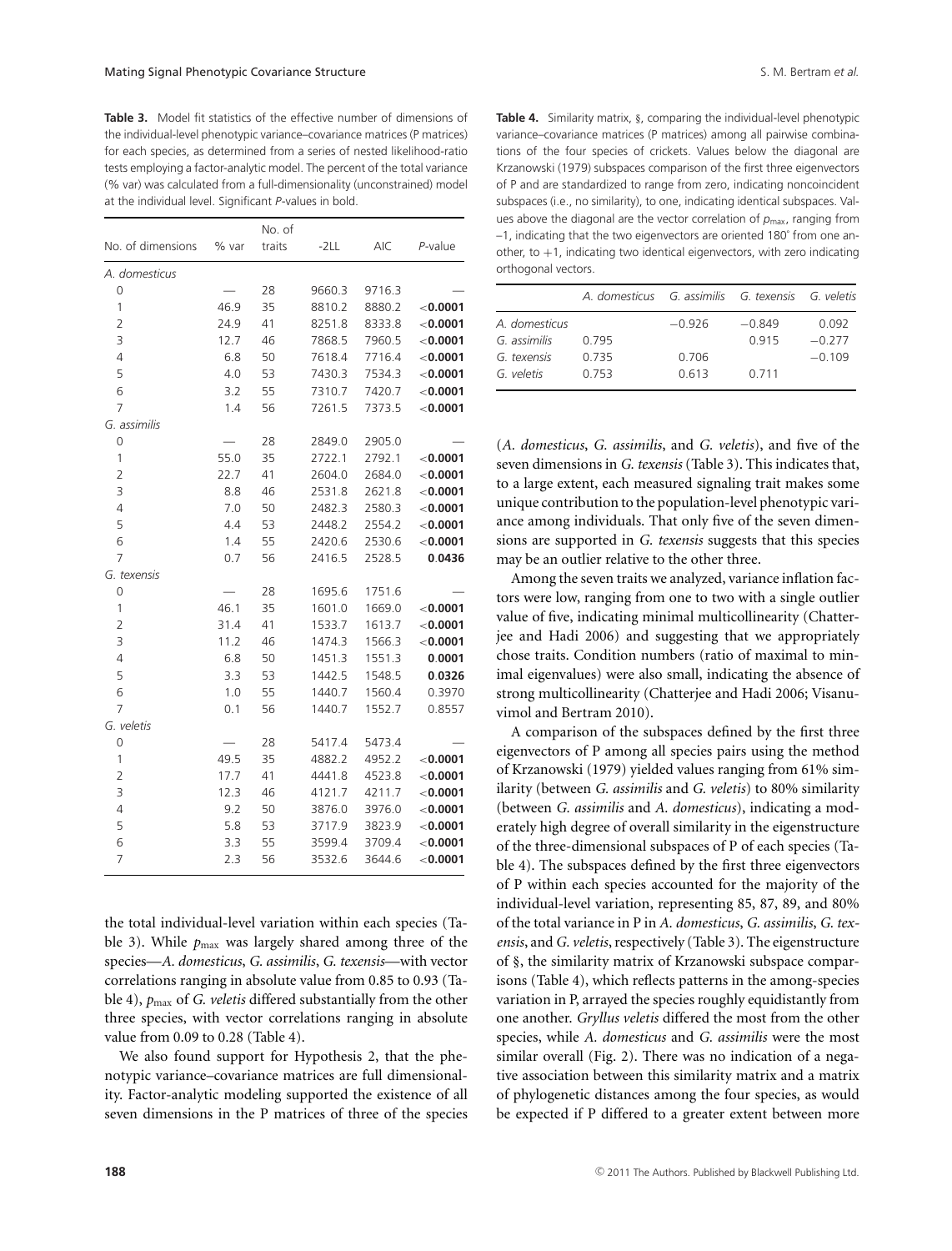**Table 3.** Model fit statistics of the effective number of dimensions of the individual-level phenotypic variance–covariance matrices (P matrices) for each species, as determined from a series of nested likelihood-ratio tests employing a factor-analytic model. The percent of the total variance (% var) was calculated from a full-dimensionality (unconstrained) model at the individual level. Significant *P*-values in bold.

| No. of dimensions | % var | No. of traits | -2LL | AIC | *P*-value |
|---|---|---|---|---|---|
| *A. domesticus* | | | | | |
| 0 | — | 28 | 9660.3 | 9716.3 | — |
| 1 | 46.9 | 35 | 8810.2 | 8880.2 | **<0.0001** |
| 2 | 24.9 | 41 | 8251.8 | 8333.8 | **<0.0001** |
| 3 | 12.7 | 46 | 7868.5 | 7960.5 | **<0.0001** |
| 4 | 6.8 | 50 | 7618.4 | 7716.4 | **<0.0001** |
| 5 | 4.0 | 53 | 7430.3 | 7534.3 | **<0.0001** |
| 6 | 3.2 | 55 | 7310.7 | 7420.7 | **<0.0001** |
| 7 | 1.4 | 56 | 7261.5 | 7373.5 | **<0.0001** |
| *G. assimilis* | | | | | |
| 0 | — | 28 | 2849.0 | 2905.0 | — |
| 1 | 55.0 | 35 | 2722.1 | 2792.1 | **<0.0001** |
| 2 | 22.7 | 41 | 2604.0 | 2684.0 | **<0.0001** |
| 3 | 8.8 | 46 | 2531.8 | 2621.8 | **<0.0001** |
| 4 | 7.0 | 50 | 2482.3 | 2580.3 | **<0.0001** |
| 5 | 4.4 | 53 | 2448.2 | 2554.2 | **<0.0001** |
| 6 | 1.4 | 55 | 2420.6 | 2530.6 | **<0.0001** |
| 7 | 0.7 | 56 | 2416.5 | 2528.5 | **0.0436** |
| *G. texensis* | | | | | |
| 0 | — | 28 | 1695.6 | 1751.6 | — |
| 1 | 46.1 | 35 | 1601.0 | 1669.0 | **<0.0001** |
| 2 | 31.4 | 41 | 1533.7 | 1613.7 | **<0.0001** |
| 3 | 11.2 | 46 | 1474.3 | 1566.3 | **<0.0001** |
| 4 | 6.8 | 50 | 1451.3 | 1551.3 | **0.0001** |
| 5 | 3.3 | 53 | 1442.5 | 1548.5 | **0.0326** |
| 6 | 1.0 | 55 | 1440.7 | 1560.4 | 0.3970 |
| 7 | 0.1 | 56 | 1440.7 | 1552.7 | 0.8557 |
| *G. veletis* | | | | | |
| 0 | — | 28 | 5417.4 | 5473.4 | — |
| 1 | 49.5 | 35 | 4882.2 | 4952.2 | **<0.0001** |
| 2 | 17.7 | 41 | 4441.8 | 4523.8 | **<0.0001** |
| 3 | 12.3 | 46 | 4121.7 | 4211.7 | **<0.0001** |
| 4 | 9.2 | 50 | 3876.0 | 3976.0 | **<0.0001** |
| 5 | 5.8 | 53 | 3717.9 | 3823.9 | **<0.0001** |
| 6 | 3.3 | 55 | 3599.4 | 3709.4 | **<0.0001** |
| 7 | 2.3 | 56 | 3532.6 | 3644.6 | **<0.0001** |

the total individual-level variation within each species (Table 3). While $p_{max}$ was largely shared among three of the species—*A. domesticus*, *G. assimilis*, *G. texensis*—with vector correlations ranging in absolute value from 0.85 to 0.93 (Table 4), $p_{max}$ of *G. veletis* differed substantially from the other three species, with vector correlations ranging in absolute value from 0.09 to 0.28 (Table 4).

We also found support for Hypothesis 2, that the phenotypic variance–covariance matrices are full dimensionality. Factor-analytic modeling supported the existence of all seven dimensions in the P matrices of three of the species

**Table 4.** Similarity matrix, §, comparing the individual-level phenotypic variance–covariance matrices (P matrices) among all pairwise combinations of the four species of crickets. Values below the diagonal are Krzanowski (1979) subspaces comparison of the first three eigenvectors of P and are standardized to range from zero, indicating noncoincident subspaces (i.e., no similarity), to one, indicating identical subspaces. Values above the diagonal are the vector correlation of $p_{max}$, ranging from –1, indicating that the two eigenvectors are oriented 180° from one another, to +1, indicating two identical eigenvectors, with zero indicating orthogonal vectors.

| | *A. domesticus* | *G. assimilis* | *G. texensis* | *G. veletis* |
|---|---|---|---|---|
| *A. domesticus* | | −0.926 | −0.849 | 0.092 |
| *G. assimilis* | 0.795 | | 0.915 | −0.277 |
| *G. texensis* | 0.735 | 0.706 | | −0.109 |
| *G. veletis* | 0.753 | 0.613 | 0.711 | |

(*A. domesticus*, *G. assimilis*, and *G. veletis*), and five of the seven dimensions in *G. texensis* (Table 3). This indicates that, to a large extent, each measured signaling trait makes some unique contribution to the population-level phenotypic variance among individuals. That only five of the seven dimensions are supported in *G. texensis* suggests that this species may be an outlier relative to the other three.

Among the seven traits we analyzed, variance inflation factors were low, ranging from one to two with a single outlier value of five, indicating minimal multicollinearity (Chatterjee and Hadi 2006) and suggesting that we appropriately chose traits. Condition numbers (ratio of maximal to minimal eigenvalues) were also small, indicating the absence of strong multicollinearity (Chatterjee and Hadi 2006; Visanuvimol and Bertram 2010).

A comparison of the subspaces defined by the first three eigenvectors of P among all species pairs using the method of Krzanowski (1979) yielded values ranging from 61% similarity (between *G. assimilis* and *G. veletis*) to 80% similarity (between *G. assimilis* and *A. domesticus*), indicating a moderately high degree of overall similarity in the eigenstructure of the three-dimensional subspaces of P of each species (Table 4). The subspaces defined by the first three eigenvectors of P within each species accounted for the majority of the individual-level variation, representing 85, 87, 89, and 80% of the total variance in P in *A. domesticus*, *G. assimilis*, *G. texensis*, and *G. veletis*, respectively (Table 3). The eigenstructure of §, the similarity matrix of Krzanowski subspace comparisons (Table 4), which reflects patterns in the among-species variation in P, arrayed the species roughly equidistantly from one another. *Gryllus veletis* differed the most from the other species, while *A. domesticus* and *G. assimilis* were the most similar overall (Fig. 2). There was no indication of a negative association between this similarity matrix and a matrix of phylogenetic distances among the four species, as would be expected if P differed to a greater extent between more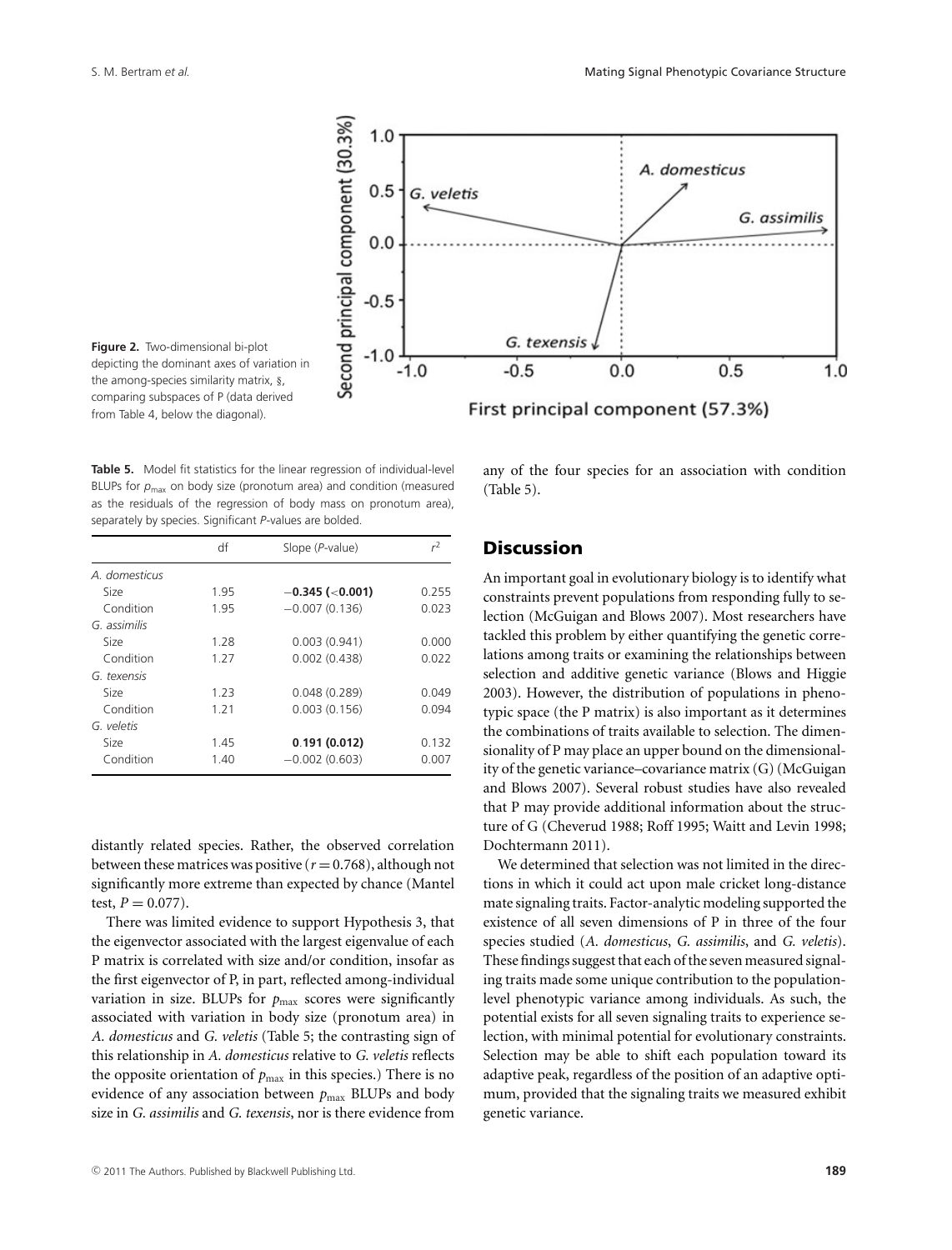**Figure 2.** Two-dimensional bi-plot depicting the dominant axes of variation in the among-species similarity matrix, §, comparing subspaces of P (data derived from Table 4, below the diagonal).

**Table 5.** Model fit statistics for the linear regression of individual-level BLUPs for $p_{max}$ on body size (pronotum area) and condition (measured as the residuals of the regression of body mass on pronotum area), separately by species. Significant *P*-values are bolded.

| | df | Slope (*P*-value) | $r^2$ |
|---|---|---|---|
| *A. domesticus* | | | |
| Size | 1.95 | **−0.345 (<0.001)** | 0.255 |
| Condition | 1.95 | −0.007 (0.136) | 0.023 |
| *G. assimilis* | | | |
| Size | 1.28 | 0.003 (0.941) | 0.000 |
| Condition | 1.27 | 0.002 (0.438) | 0.022 |
| *G. texensis* | | | |
| Size | 1.23 | 0.048 (0.289) | 0.049 |
| Condition | 1.21 | 0.003 (0.156) | 0.094 |
| *G. veletis* | | | |
| Size | 1.45 | **0.191 (0.012)** | 0.132 |
| Condition | 1.40 | −0.002 (0.603) | 0.007 |

distantly related species. Rather, the observed correlation between these matrices was positive ($r = 0.768$), although not significantly more extreme than expected by chance (Mantel test, $P = 0.077$).

There was limited evidence to support Hypothesis 3, that the eigenvector associated with the largest eigenvalue of each P matrix is correlated with size and/or condition, insofar as the first eigenvector of P, in part, reflected among-individual variation in size. BLUPs for $p_{max}$ scores were significantly associated with variation in body size (pronotum area) in *A. domesticus* and *G. veletis* (Table 5; the contrasting sign of this relationship in *A. domesticus* relative to *G. veletis* reflects the opposite orientation of $p_{max}$ in this species.) There is no evidence of any association between $p_{max}$ BLUPs and body size in *G. assimilis* and *G. texensis*, nor is there evidence from any of the four species for an association with condition (Table 5).

## Discussion

An important goal in evolutionary biology is to identify what constraints prevent populations from responding fully to selection (McGuigan and Blows 2007). Most researchers have tackled this problem by either quantifying the genetic correlations among traits or examining the relationships between selection and additive genetic variance (Blows and Higgie 2003). However, the distribution of populations in phenotypic space (the P matrix) is also important as it determines the combinations of traits available to selection. The dimensionality of P may place an upper bound on the dimensionality of the genetic variance–covariance matrix (G) (McGuigan and Blows 2007). Several robust studies have also revealed that P may provide additional information about the structure of G (Cheverud 1988; Roff 1995; Waitt and Levin 1998; Dochtermann 2011).

We determined that selection was not limited in the directions in which it could act upon male cricket long-distance mate signaling traits. Factor-analytic modeling supported the existence of all seven dimensions of P in three of the four species studied (*A. domesticus*, *G. assimilis*, and *G. veletis*). These findings suggest that each of the seven measured signaling traits made some unique contribution to the population-level phenotypic variance among individuals. As such, the potential exists for all seven signaling traits to experience selection, with minimal potential for evolutionary constraints. Selection may be able to shift each population toward its adaptive peak, regardless of the position of an adaptive optimum, provided that the signaling traits we measured exhibit genetic variance.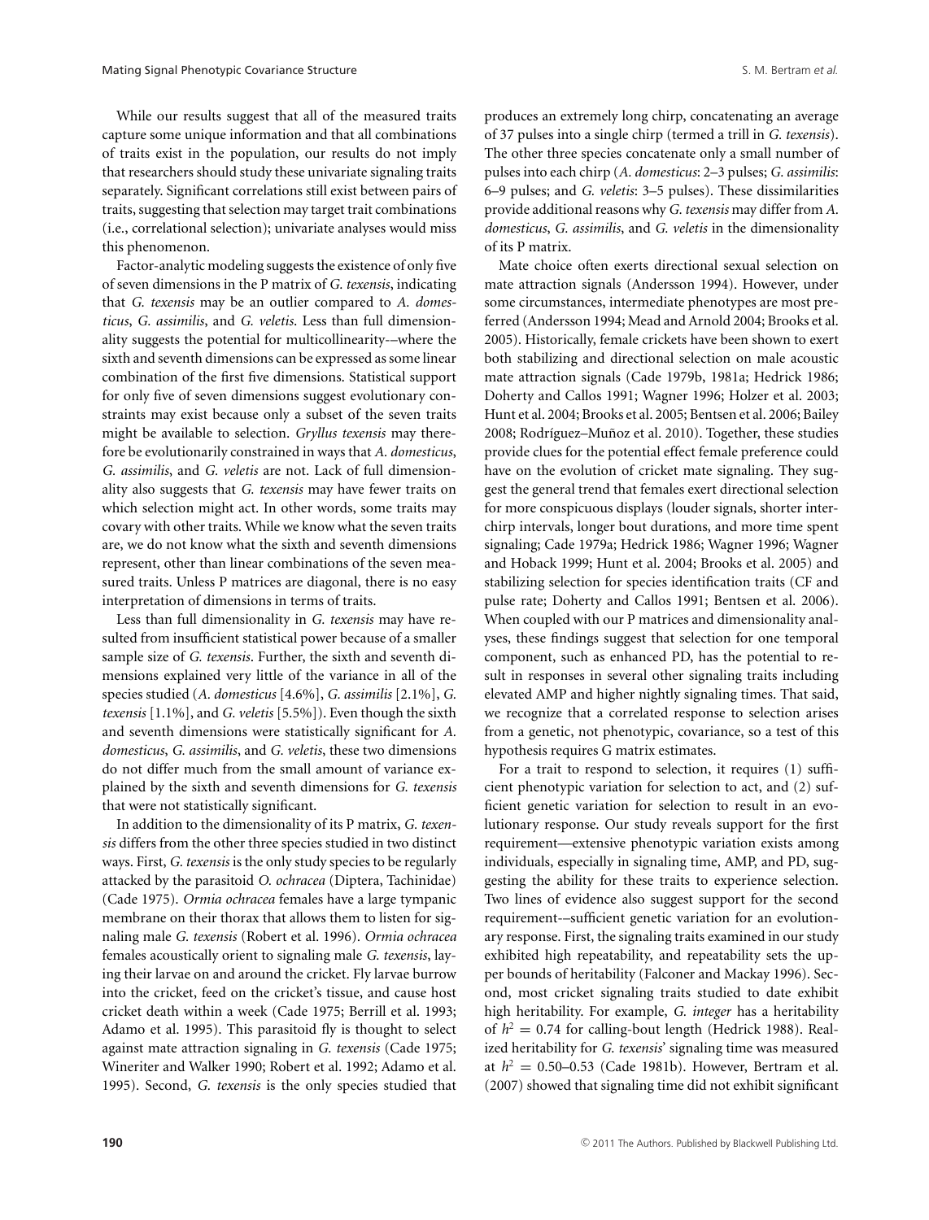While our results suggest that all of the measured traits capture some unique information and that all combinations of traits exist in the population, our results do not imply that researchers should study these univariate signaling traits separately. Significant correlations still exist between pairs of traits, suggesting that selection may target trait combinations (i.e., correlational selection); univariate analyses would miss this phenomenon.

Factor-analytic modeling suggests the existence of only five of seven dimensions in the P matrix of *G. texensis*, indicating that *G. texensis* may be an outlier compared to *A. domesticus*, *G. assimilis*, and *G. veletis*. Less than full dimensionality suggests the potential for multicollinearity-–where the sixth and seventh dimensions can be expressed as some linear combination of the first five dimensions. Statistical support for only five of seven dimensions suggest evolutionary constraints may exist because only a subset of the seven traits might be available to selection. *Gryllus texensis* may therefore be evolutionarily constrained in ways that *A. domesticus*, *G. assimilis*, and *G. veletis* are not. Lack of full dimensionality also suggests that *G. texensis* may have fewer traits on which selection might act. In other words, some traits may covary with other traits. While we know what the seven traits are, we do not know what the sixth and seventh dimensions represent, other than linear combinations of the seven measured traits. Unless P matrices are diagonal, there is no easy interpretation of dimensions in terms of traits.

Less than full dimensionality in *G. texensis* may have resulted from insufficient statistical power because of a smaller sample size of *G. texensis*. Further, the sixth and seventh dimensions explained very little of the variance in all of the species studied (*A. domesticus* [4.6%], *G. assimilis* [2.1%], *G. texensis* [1.1%], and *G. veletis* [5.5%]). Even though the sixth and seventh dimensions were statistically significant for *A. domesticus*, *G. assimilis*, and *G. veletis*, these two dimensions do not differ much from the small amount of variance explained by the sixth and seventh dimensions for *G. texensis* that were not statistically significant.

In addition to the dimensionality of its P matrix, *G. texensis* differs from the other three species studied in two distinct ways. First, *G. texensis* is the only study species to be regularly attacked by the parasitoid *O. ochracea* (Diptera, Tachinidae) (Cade 1975). *Ormia ochracea* females have a large tympanic membrane on their thorax that allows them to listen for signaling male *G. texensis* (Robert et al. 1996). *Ormia ochracea* females acoustically orient to signaling male *G. texensis*, laying their larvae on and around the cricket. Fly larvae burrow into the cricket, feed on the cricket's tissue, and cause host cricket death within a week (Cade 1975; Berrill et al. 1993; Adamo et al. 1995). This parasitoid fly is thought to select against mate attraction signaling in *G. texensis* (Cade 1975; Wineriter and Walker 1990; Robert et al. 1992; Adamo et al. 1995). Second, *G. texensis* is the only species studied that produces an extremely long chirp, concatenating an average of 37 pulses into a single chirp (termed a trill in *G. texensis*). The other three species concatenate only a small number of pulses into each chirp (*A. domesticus*: 2–3 pulses; *G. assimilis*: 6–9 pulses; and *G. veletis*: 3–5 pulses). These dissimilarities provide additional reasons why *G. texensis* may differ from *A. domesticus*, *G. assimilis*, and *G. veletis* in the dimensionality of its P matrix.

Mate choice often exerts directional sexual selection on mate attraction signals (Andersson 1994). However, under some circumstances, intermediate phenotypes are most preferred (Andersson 1994; Mead and Arnold 2004; Brooks et al. 2005). Historically, female crickets have been shown to exert both stabilizing and directional selection on male acoustic mate attraction signals (Cade 1979b, 1981a; Hedrick 1986; Doherty and Callos 1991; Wagner 1996; Holzer et al. 2003; Hunt et al. 2004; Brooks et al. 2005; Bentsen et al. 2006; Bailey 2008; Rodríguez–Muñoz et al. 2010). Together, these studies provide clues for the potential effect female preference could have on the evolution of cricket mate signaling. They suggest the general trend that females exert directional selection for more conspicuous displays (louder signals, shorter interchirp intervals, longer bout durations, and more time spent signaling; Cade 1979a; Hedrick 1986; Wagner 1996; Wagner and Hoback 1999; Hunt et al. 2004; Brooks et al. 2005) and stabilizing selection for species identification traits (CF and pulse rate; Doherty and Callos 1991; Bentsen et al. 2006). When coupled with our P matrices and dimensionality analyses, these findings suggest that selection for one temporal component, such as enhanced PD, has the potential to result in responses in several other signaling traits including elevated AMP and higher nightly signaling times. That said, we recognize that a correlated response to selection arises from a genetic, not phenotypic, covariance, so a test of this hypothesis requires G matrix estimates.

For a trait to respond to selection, it requires (1) sufficient phenotypic variation for selection to act, and (2) sufficient genetic variation for selection to result in an evolutionary response. Our study reveals support for the first requirement—extensive phenotypic variation exists among individuals, especially in signaling time, AMP, and PD, suggesting the ability for these traits to experience selection. Two lines of evidence also suggest support for the second requirement-–sufficient genetic variation for an evolutionary response. First, the signaling traits examined in our study exhibited high repeatability, and repeatability sets the upper bounds of heritability (Falconer and Mackay 1996). Second, most cricket signaling traits studied to date exhibit high heritability. For example, *G. integer* has a heritability of $h^2 = 0.74$ for calling-bout length (Hedrick 1988). Realized heritability for *G. texensis*' signaling time was measured at $h^2 = 0.50$–$0.53$ (Cade 1981b). However, Bertram et al. (2007) showed that signaling time did not exhibit significant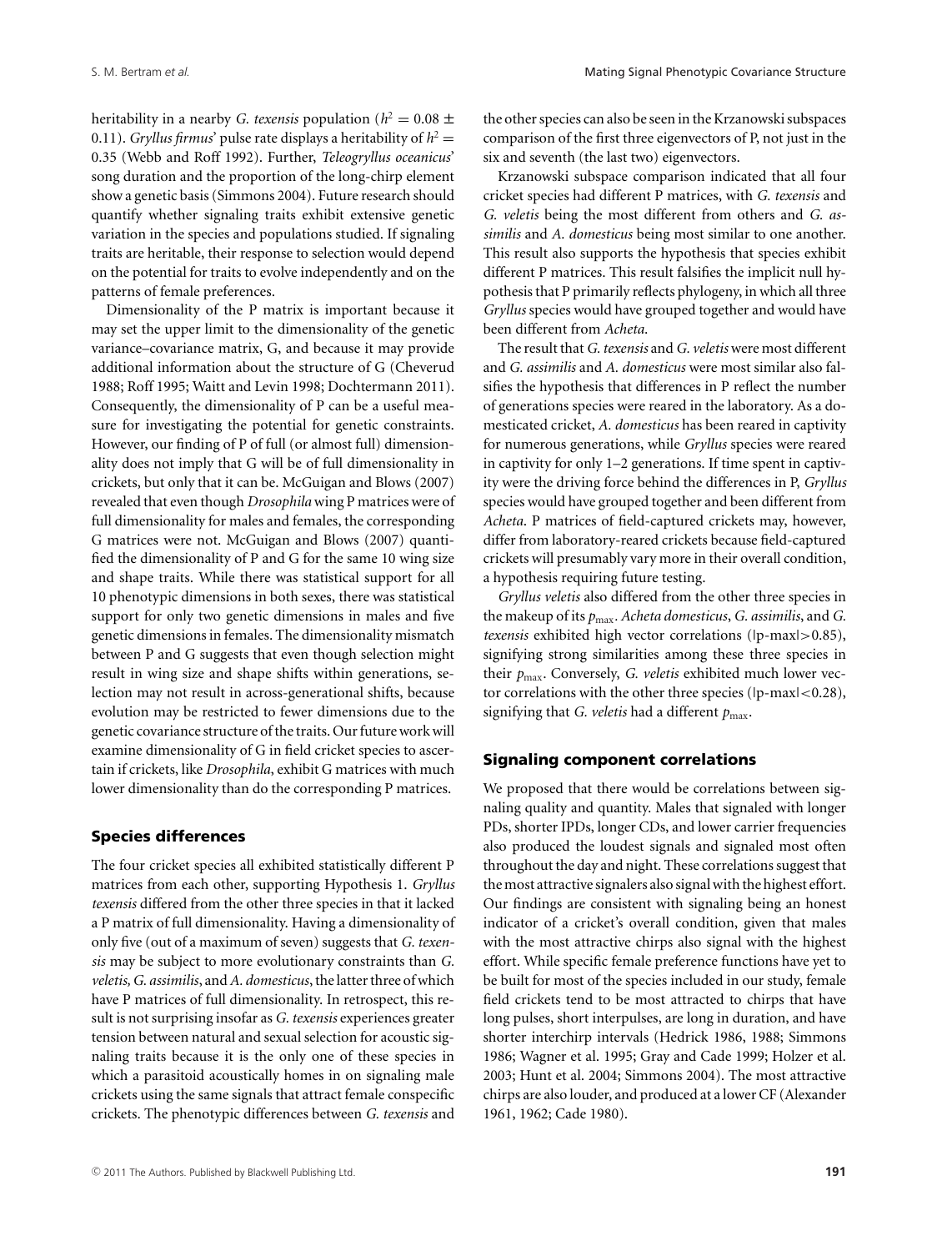heritability in a nearby *G. texensis* population ($h^2 = 0.08 \pm 0.11$). *Gryllus firmus*' pulse rate displays a heritability of $h^2 = 0.35$ (Webb and Roff 1992). Further, *Teleogryllus oceanicus*' song duration and the proportion of the long-chirp element show a genetic basis (Simmons 2004). Future research should quantify whether signaling traits exhibit extensive genetic variation in the species and populations studied. If signaling traits are heritable, their response to selection would depend on the potential for traits to evolve independently and on the patterns of female preferences.

Dimensionality of the P matrix is important because it may set the upper limit to the dimensionality of the genetic variance–covariance matrix, G, and because it may provide additional information about the structure of G (Cheverud 1988; Roff 1995; Waitt and Levin 1998; Dochtermann 2011). Consequently, the dimensionality of P can be a useful measure for investigating the potential for genetic constraints. However, our finding of P of full (or almost full) dimensionality does not imply that G will be of full dimensionality in crickets, but only that it can be. McGuigan and Blows (2007) revealed that even though *Drosophila* wing P matrices were of full dimensionality for males and females, the corresponding G matrices were not. McGuigan and Blows (2007) quantified the dimensionality of P and G for the same 10 wing size and shape traits. While there was statistical support for all 10 phenotypic dimensions in both sexes, there was statistical support for only two genetic dimensions in males and five genetic dimensions in females. The dimensionality mismatch between P and G suggests that even though selection might result in wing size and shape shifts within generations, selection may not result in across-generational shifts, because evolution may be restricted to fewer dimensions due to the genetic covariance structure of the traits. Our future work will examine dimensionality of G in field cricket species to ascertain if crickets, like *Drosophila*, exhibit G matrices with much lower dimensionality than do the corresponding P matrices.

## Species differences

The four cricket species all exhibited statistically different P matrices from each other, supporting Hypothesis 1. *Gryllus texensis* differed from the other three species in that it lacked a P matrix of full dimensionality. Having a dimensionality of only five (out of a maximum of seven) suggests that *G. texensis* may be subject to more evolutionary constraints than *G. veletis, G. assimilis*, and *A. domesticus*, the latter three of which have P matrices of full dimensionality. In retrospect, this result is not surprising insofar as *G. texensis* experiences greater tension between natural and sexual selection for acoustic signaling traits because it is the only one of these species in which a parasitoid acoustically homes in on signaling male crickets using the same signals that attract female conspecific crickets. The phenotypic differences between *G. texensis* and the other species can also be seen in the Krzanowski subspaces comparison of the first three eigenvectors of P, not just in the six and seventh (the last two) eigenvectors.

Krzanowski subspace comparison indicated that all four cricket species had different P matrices, with *G. texensis* and *G. veletis* being the most different from others and *G. assimilis* and *A. domesticus* being most similar to one another. This result also supports the hypothesis that species exhibit different P matrices. This result falsifies the implicit null hypothesis that P primarily reflects phylogeny, in which all three *Gryllus* species would have grouped together and would have been different from *Acheta*.

The result that *G. texensis* and *G. veletis* were most different and *G. assimilis* and *A. domesticus* were most similar also falsifies the hypothesis that differences in P reflect the number of generations species were reared in the laboratory. As a domesticated cricket, *A. domesticus* has been reared in captivity for numerous generations, while *Gryllus* species were reared in captivity for only 1–2 generations. If time spent in captivity were the driving force behind the differences in P, *Gryllus* species would have grouped together and been different from *Acheta*. P matrices of field-captured crickets may, however, differ from laboratory-reared crickets because field-captured crickets will presumably vary more in their overall condition, a hypothesis requiring future testing.

*Gryllus veletis* also differed from the other three species in the makeup of its $p_{max}$. *Acheta domesticus*, *G. assimilis*, and *G. texensis* exhibited high vector correlations ($|p\text{-max}| > 0.85$), signifying strong similarities among these three species in their $p_{max}$. Conversely, *G. veletis* exhibited much lower vector correlations with the other three species ($|p\text{-max}| < 0.28$), signifying that *G. veletis* had a different $p_{max}$.

## Signaling component correlations

We proposed that there would be correlations between signaling quality and quantity. Males that signaled with longer PDs, shorter IPDs, longer CDs, and lower carrier frequencies also produced the loudest signals and signaled most often throughout the day and night. These correlations suggest that the most attractive signalers also signal with the highest effort. Our findings are consistent with signaling being an honest indicator of a cricket's overall condition, given that males with the most attractive chirps also signal with the highest effort. While specific female preference functions have yet to be built for most of the species included in our study, female field crickets tend to be most attracted to chirps that have long pulses, short interpulses, are long in duration, and have shorter interchirp intervals (Hedrick 1986, 1988; Simmons 1986; Wagner et al. 1995; Gray and Cade 1999; Holzer et al. 2003; Hunt et al. 2004; Simmons 2004). The most attractive chirps are also louder, and produced at a lower CF (Alexander 1961, 1962; Cade 1980).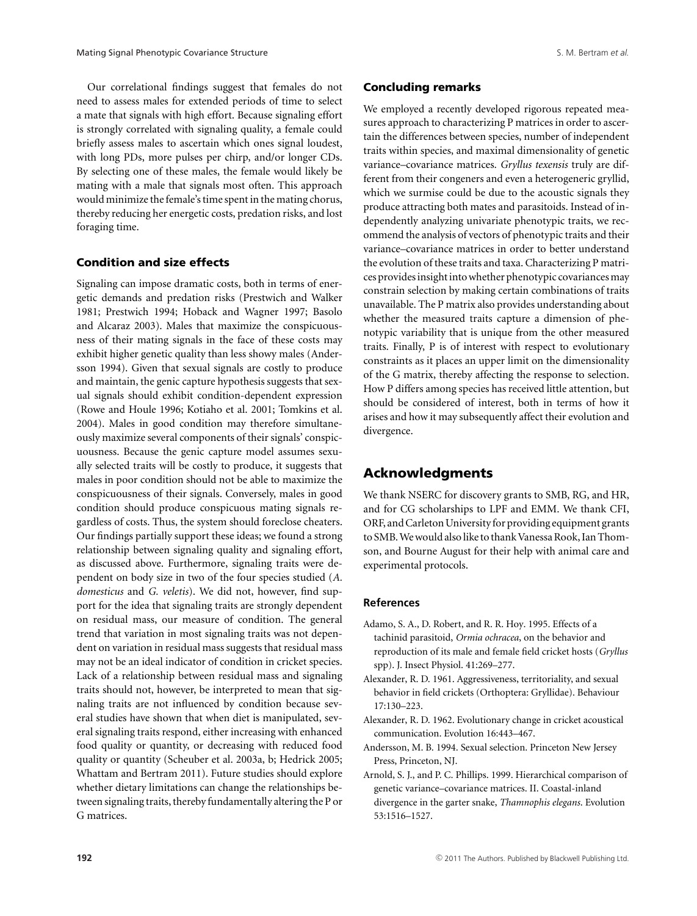Our correlational findings suggest that females do not need to assess males for extended periods of time to select a mate that signals with high effort. Because signaling effort is strongly correlated with signaling quality, a female could briefly assess males to ascertain which ones signal loudest, with long PDs, more pulses per chirp, and/or longer CDs. By selecting one of these males, the female would likely be mating with a male that signals most often. This approach would minimize the female's time spent in the mating chorus, thereby reducing her energetic costs, predation risks, and lost foraging time.

### Condition and size effects

Signaling can impose dramatic costs, both in terms of energetic demands and predation risks (Prestwich and Walker 1981; Prestwich 1994; Hoback and Wagner 1997; Basolo and Alcaraz 2003). Males that maximize the conspicuousness of their mating signals in the face of these costs may exhibit higher genetic quality than less showy males (Andersson 1994). Given that sexual signals are costly to produce and maintain, the genic capture hypothesis suggests that sexual signals should exhibit condition-dependent expression (Rowe and Houle 1996; Kotiaho et al. 2001; Tomkins et al. 2004). Males in good condition may therefore simultaneously maximize several components of their signals' conspicuousness. Because the genic capture model assumes sexually selected traits will be costly to produce, it suggests that males in poor condition should not be able to maximize the conspicuousness of their signals. Conversely, males in good condition should produce conspicuous mating signals regardless of costs. Thus, the system should foreclose cheaters. Our findings partially support these ideas; we found a strong relationship between signaling quality and signaling effort, as discussed above. Furthermore, signaling traits were dependent on body size in two of the four species studied (*A. domesticus* and *G. veletis*). We did not, however, find support for the idea that signaling traits are strongly dependent on residual mass, our measure of condition. The general trend that variation in most signaling traits was not dependent on variation in residual mass suggests that residual mass may not be an ideal indicator of condition in cricket species. Lack of a relationship between residual mass and signaling traits should not, however, be interpreted to mean that signaling traits are not influenced by condition because several studies have shown that when diet is manipulated, several signaling traits respond, either increasing with enhanced food quality or quantity, or decreasing with reduced food quality or quantity (Scheuber et al. 2003a, b; Hedrick 2005; Whattam and Bertram 2011). Future studies should explore whether dietary limitations can change the relationships between signaling traits, thereby fundamentally altering the P or G matrices.

### Concluding remarks

We employed a recently developed rigorous repeated measures approach to characterizing P matrices in order to ascertain the differences between species, number of independent traits within species, and maximal dimensionality of genetic variance–covariance matrices. *Gryllus texensis* truly are different from their congeners and even a heterogeneric gryllid, which we surmise could be due to the acoustic signals they produce attracting both mates and parasitoids. Instead of independently analyzing univariate phenotypic traits, we recommend the analysis of vectors of phenotypic traits and their variance–covariance matrices in order to better understand the evolution of these traits and taxa. Characterizing P matrices provides insight into whether phenotypic covariances may constrain selection by making certain combinations of traits unavailable. The P matrix also provides understanding about whether the measured traits capture a dimension of phenotypic variability that is unique from the other measured traits. Finally, P is of interest with respect to evolutionary constraints as it places an upper limit on the dimensionality of the G matrix, thereby affecting the response to selection. How P differs among species has received little attention, but should be considered of interest, both in terms of how it arises and how it may subsequently affect their evolution and divergence.

## Acknowledgments

We thank NSERC for discovery grants to SMB, RG, and HR, and for CG scholarships to LPF and EMM. We thank CFI, ORF, and Carleton University for providing equipment grants to SMB. We would also like to thank Vanessa Rook, Ian Thomson, and Bourne August for their help with animal care and experimental protocols.

### References

Adamo, S. A., D. Robert, and R. R. Hoy. 1995. Effects of a tachinid parasitoid, *Ormia ochracea*, on the behavior and reproduction of its male and female field cricket hosts (*Gryllus* spp). J. Insect Physiol. 41:269–277.

Alexander, R. D. 1961. Aggressiveness, territoriality, and sexual behavior in field crickets (Orthoptera: Gryllidae). Behaviour 17:130–223.

Alexander, R. D. 1962. Evolutionary change in cricket acoustical communication. Evolution 16:443–467.

Andersson, M. B. 1994. Sexual selection. Princeton New Jersey Press, Princeton, NJ.

Arnold, S. J., and P. C. Phillips. 1999. Hierarchical comparison of genetic variance–covariance matrices. II. Coastal-inland divergence in the garter snake, *Thamnophis elegans*. Evolution 53:1516–1527.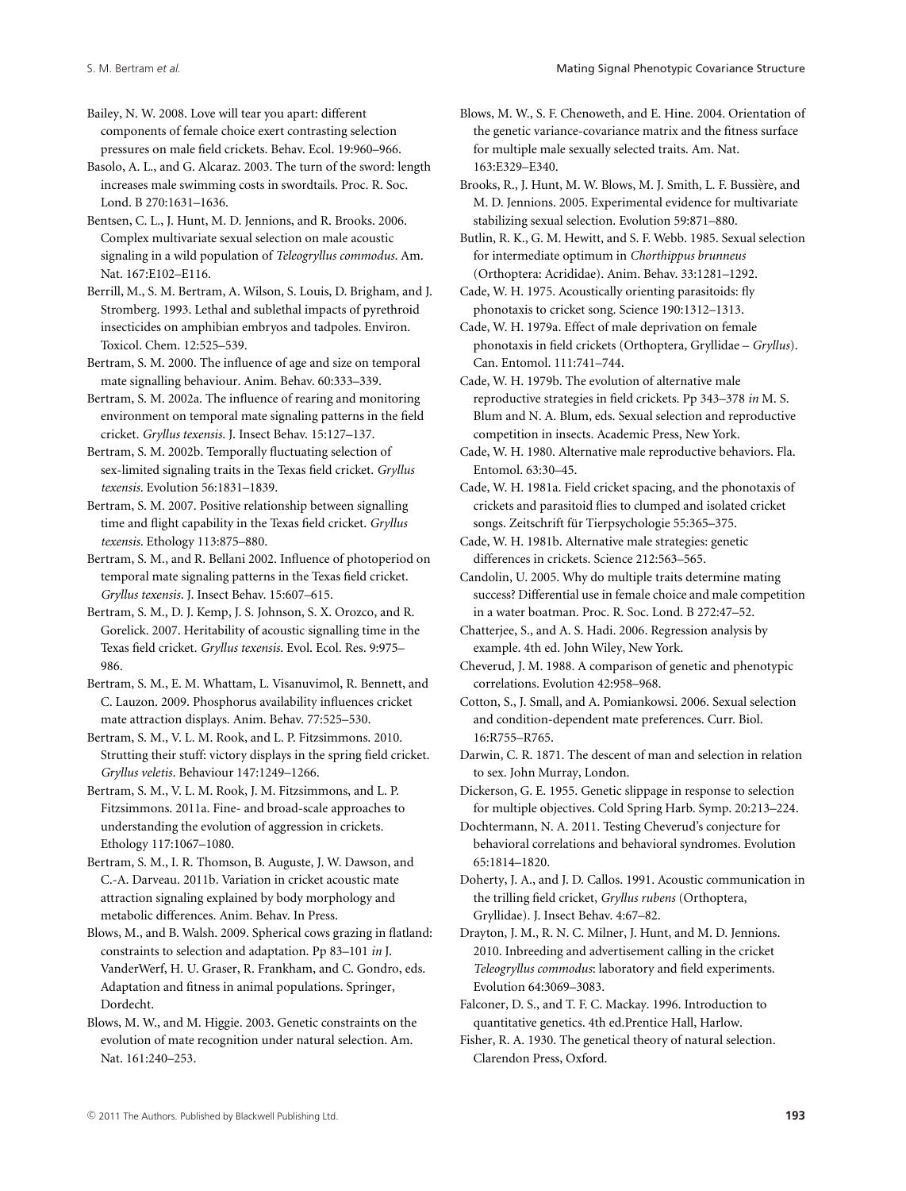Bailey, N. W. 2008. Love will tear you apart: different components of female choice exert contrasting selection pressures on male field crickets. Behav. Ecol. 19:960–966.

Basolo, A. L., and G. Alcaraz. 2003. The turn of the sword: length increases male swimming costs in swordtails. Proc. R. Soc. Lond. B 270:1631–1636.

Bentsen, C. L., J. Hunt, M. D. Jennions, and R. Brooks. 2006. Complex multivariate sexual selection on male acoustic signaling in a wild population of *Teleogryllus commodus*. Am. Nat. 167:E102–E116.

Berrill, M., S. M. Bertram, A. Wilson, S. Louis, D. Brigham, and J. Stromberg. 1993. Lethal and sublethal impacts of pyrethroid insecticides on amphibian embryos and tadpoles. Environ. Toxicol. Chem. 12:525–539.

Bertram, S. M. 2000. The influence of age and size on temporal mate signalling behaviour. Anim. Behav. 60:333–339.

Bertram, S. M. 2002a. The influence of rearing and monitoring environment on temporal mate signaling patterns in the field cricket. *Gryllus texensis*. J. Insect Behav. 15:127–137.

Bertram, S. M. 2002b. Temporally fluctuating selection of sex-limited signaling traits in the Texas field cricket. *Gryllus texensis*. Evolution 56:1831–1839.

Bertram, S. M. 2007. Positive relationship between signalling time and flight capability in the Texas field cricket. *Gryllus texensis*. Ethology 113:875–880.

Bertram, S. M., and R. Bellani 2002. Influence of photoperiod on temporal mate signaling patterns in the Texas field cricket. *Gryllus texensis*. J. Insect Behav. 15:607–615.

Bertram, S. M., D. J. Kemp, J. S. Johnson, S. X. Orozco, and R. Gorelick. 2007. Heritability of acoustic signalling time in the Texas field cricket. *Gryllus texensis*. Evol. Ecol. Res. 9:975–986.

Bertram, S. M., E. M. Whattam, L. Visanuvimol, R. Bennett, and C. Lauzon. 2009. Phosphorus availability influences cricket mate attraction displays. Anim. Behav. 77:525–530.

Bertram, S. M., V. L. M. Rook, and L. P. Fitzsimmons. 2010. Strutting their stuff: victory displays in the spring field cricket. *Gryllus veletis*. Behaviour 147:1249–1266.

Bertram, S. M., V. L. M. Rook, J. M. Fitzsimmons, and L. P. Fitzsimmons. 2011a. Fine- and broad-scale approaches to understanding the evolution of aggression in crickets. Ethology 117:1067–1080.

Bertram, S. M., I. R. Thomson, B. Auguste, J. W. Dawson, and C.-A. Darveau. 2011b. Variation in cricket acoustic mate attraction signaling explained by body morphology and metabolic differences. Anim. Behav. In Press.

Blows, M., and B. Walsh. 2009. Spherical cows grazing in flatland: constraints to selection and adaptation. Pp 83–101 *in* J. VanderWerf, H. U. Graser, R. Frankham, and C. Gondro, eds. Adaptation and fitness in animal populations. Springer, Dordecht.

Blows, M. W., and M. Higgie. 2003. Genetic constraints on the evolution of mate recognition under natural selection. Am. Nat. 161:240–253.

Blows, M. W., S. F. Chenoweth, and E. Hine. 2004. Orientation of the genetic variance-covariance matrix and the fitness surface for multiple male sexually selected traits. Am. Nat. 163:E329–E340.

Brooks, R., J. Hunt, M. W. Blows, M. J. Smith, L. F. Bussière, and M. D. Jennions. 2005. Experimental evidence for multivariate stabilizing sexual selection. Evolution 59:871–880.

Butlin, R. K., G. M. Hewitt, and S. F. Webb. 1985. Sexual selection for intermediate optimum in *Chorthippus brunneus* (Orthoptera: Acrididae). Anim. Behav. 33:1281–1292.

Cade, W. H. 1975. Acoustically orienting parasitoids: fly phonotaxis to cricket song. Science 190:1312–1313.

Cade, W. H. 1979a. Effect of male deprivation on female phonotaxis in field crickets (Orthoptera, Gryllidae – *Gryllus*). Can. Entomol. 111:741–744.

Cade, W. H. 1979b. The evolution of alternative male reproductive strategies in field crickets. Pp 343–378 *in* M. S. Blum and N. A. Blum, eds. Sexual selection and reproductive competition in insects. Academic Press, New York.

Cade, W. H. 1980. Alternative male reproductive behaviors. Fla. Entomol. 63:30–45.

Cade, W. H. 1981a. Field cricket spacing, and the phonotaxis of crickets and parasitoid flies to clumped and isolated cricket songs. Zeitschrift für Tierpsychologie 55:365–375.

Cade, W. H. 1981b. Alternative male strategies: genetic differences in crickets. Science 212:563–565.

Candolin, U. 2005. Why do multiple traits determine mating success? Differential use in female choice and male competition in a water boatman. Proc. R. Soc. Lond. B 272:47–52.

Chatterjee, S., and A. S. Hadi. 2006. Regression analysis by example. 4th ed. John Wiley, New York.

Cheverud, J. M. 1988. A comparison of genetic and phenotypic correlations. Evolution 42:958–968.

Cotton, S., J. Small, and A. Pomiankowsi. 2006. Sexual selection and condition-dependent mate preferences. Curr. Biol. 16:R755–R765.

Darwin, C. R. 1871. The descent of man and selection in relation to sex. John Murray, London.

Dickerson, G. E. 1955. Genetic slippage in response to selection for multiple objectives. Cold Spring Harb. Symp. 20:213–224.

Dochtermann, N. A. 2011. Testing Cheverud's conjecture for behavioral correlations and behavioral syndromes. Evolution 65:1814–1820.

Doherty, J. A., and J. D. Callos. 1991. Acoustic communication in the trilling field cricket, *Gryllus rubens* (Orthoptera, Gryllidae). J. Insect Behav. 4:67–82.

Drayton, J. M., R. N. C. Milner, J. Hunt, and M. D. Jennions. 2010. Inbreeding and advertisement calling in the cricket *Teleogryllus commodus*: laboratory and field experiments. Evolution 64:3069–3083.

Falconer, D. S., and T. F. C. Mackay. 1996. Introduction to quantitative genetics. 4th ed.Prentice Hall, Harlow.

Fisher, R. A. 1930. The genetical theory of natural selection. Clarendon Press, Oxford.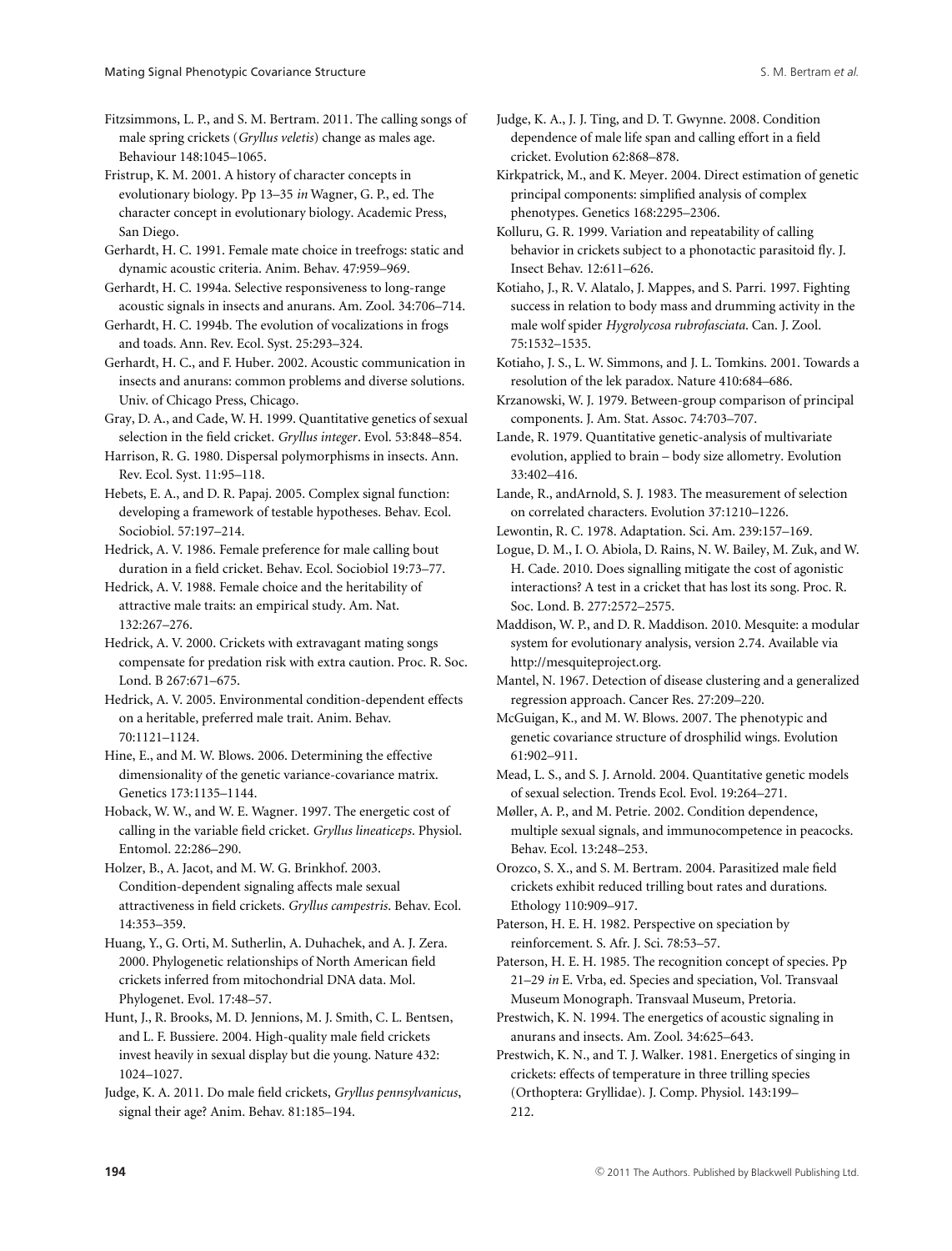Fitzsimmons, L. P., and S. M. Bertram. 2011. The calling songs of male spring crickets (*Gryllus veletis*) change as males age. Behaviour 148:1045–1065.

Fristrup, K. M. 2001. A history of character concepts in evolutionary biology. Pp 13–35 *in* Wagner, G. P., ed. The character concept in evolutionary biology. Academic Press, San Diego.

Gerhardt, H. C. 1991. Female mate choice in treefrogs: static and dynamic acoustic criteria. Anim. Behav. 47:959–969.

Gerhardt, H. C. 1994a. Selective responsiveness to long-range acoustic signals in insects and anurans. Am. Zool. 34:706–714.

Gerhardt, H. C. 1994b. The evolution of vocalizations in frogs and toads. Ann. Rev. Ecol. Syst. 25:293–324.

Gerhardt, H. C., and F. Huber. 2002. Acoustic communication in insects and anurans: common problems and diverse solutions. Univ. of Chicago Press, Chicago.

Gray, D. A., and Cade, W. H. 1999. Quantitative genetics of sexual selection in the field cricket. *Gryllus integer*. Evol. 53:848–854.

Harrison, R. G. 1980. Dispersal polymorphisms in insects. Ann. Rev. Ecol. Syst. 11:95–118.

Hebets, E. A., and D. R. Papaj. 2005. Complex signal function: developing a framework of testable hypotheses. Behav. Ecol. Sociobiol. 57:197–214.

Hedrick, A. V. 1986. Female preference for male calling bout duration in a field cricket. Behav. Ecol. Sociobiol 19:73–77.

Hedrick, A. V. 1988. Female choice and the heritability of attractive male traits: an empirical study. Am. Nat. 132:267–276.

Hedrick, A. V. 2000. Crickets with extravagant mating songs compensate for predation risk with extra caution. Proc. R. Soc. Lond. B 267:671–675.

Hedrick, A. V. 2005. Environmental condition-dependent effects on a heritable, preferred male trait. Anim. Behav. 70:1121–1124.

Hine, E., and M. W. Blows. 2006. Determining the effective dimensionality of the genetic variance-covariance matrix. Genetics 173:1135–1144.

Hoback, W. W., and W. E. Wagner. 1997. The energetic cost of calling in the variable field cricket. *Gryllus lineaticeps*. Physiol. Entomol. 22:286–290.

Holzer, B., A. Jacot, and M. W. G. Brinkhof. 2003. Condition-dependent signaling affects male sexual attractiveness in field crickets. *Gryllus campestris*. Behav. Ecol. 14:353–359.

Huang, Y., G. Orti, M. Sutherlin, A. Duhachek, and A. J. Zera. 2000. Phylogenetic relationships of North American field crickets inferred from mitochondrial DNA data. Mol. Phylogenet. Evol. 17:48–57.

Hunt, J., R. Brooks, M. D. Jennions, M. J. Smith, C. L. Bentsen, and L. F. Bussiere. 2004. High-quality male field crickets invest heavily in sexual display but die young. Nature 432: 1024–1027.

Judge, K. A. 2011. Do male field crickets, *Gryllus pennsylvanicus*, signal their age? Anim. Behav. 81:185–194.

Judge, K. A., J. J. Ting, and D. T. Gwynne. 2008. Condition dependence of male life span and calling effort in a field cricket. Evolution 62:868–878.

Kirkpatrick, M., and K. Meyer. 2004. Direct estimation of genetic principal components: simplified analysis of complex phenotypes. Genetics 168:2295–2306.

Kolluru, G. R. 1999. Variation and repeatability of calling behavior in crickets subject to a phonotactic parasitoid fly. J. Insect Behav. 12:611–626.

Kotiaho, J., R. V. Alatalo, J. Mappes, and S. Parri. 1997. Fighting success in relation to body mass and drumming activity in the male wolf spider *Hygrolycosa rubrofasciata*. Can. J. Zool. 75:1532–1535.

Kotiaho, J. S., L. W. Simmons, and J. L. Tomkins. 2001. Towards a resolution of the lek paradox. Nature 410:684–686.

Krzanowski, W. J. 1979. Between-group comparison of principal components. J. Am. Stat. Assoc. 74:703–707.

Lande, R. 1979. Quantitative genetic-analysis of multivariate evolution, applied to brain – body size allometry. Evolution 33:402–416.

Lande, R., andArnold, S. J. 1983. The measurement of selection on correlated characters. Evolution 37:1210–1226.

Lewontin, R. C. 1978. Adaptation. Sci. Am. 239:157–169.

Logue, D. M., I. O. Abiola, D. Rains, N. W. Bailey, M. Zuk, and W. H. Cade. 2010. Does signalling mitigate the cost of agonistic interactions? A test in a cricket that has lost its song. Proc. R. Soc. Lond. B. 277:2572–2575.

Maddison, W. P., and D. R. Maddison. 2010. Mesquite: a modular system for evolutionary analysis, version 2.74. Available via http://mesquiteproject.org.

Mantel, N. 1967. Detection of disease clustering and a generalized regression approach. Cancer Res. 27:209–220.

McGuigan, K., and M. W. Blows. 2007. The phenotypic and genetic covariance structure of drosphilid wings. Evolution 61:902–911.

Mead, L. S., and S. J. Arnold. 2004. Quantitative genetic models of sexual selection. Trends Ecol. Evol. 19:264–271.

Møller, A. P., and M. Petrie. 2002. Condition dependence, multiple sexual signals, and immunocompetence in peacocks. Behav. Ecol. 13:248–253.

Orozco, S. X., and S. M. Bertram. 2004. Parasitized male field crickets exhibit reduced trilling bout rates and durations. Ethology 110:909–917.

Paterson, H. E. H. 1982. Perspective on speciation by reinforcement. S. Afr. J. Sci. 78:53–57.

Paterson, H. E. H. 1985. The recognition concept of species. Pp 21–29 *in* E. Vrba, ed. Species and speciation, Vol. Transvaal Museum Monograph. Transvaal Museum, Pretoria.

Prestwich, K. N. 1994. The energetics of acoustic signaling in anurans and insects. Am. Zool. 34:625–643.

Prestwich, K. N., and T. J. Walker. 1981. Energetics of singing in crickets: effects of temperature in three trilling species (Orthoptera: Gryllidae). J. Comp. Physiol. 143:199–212.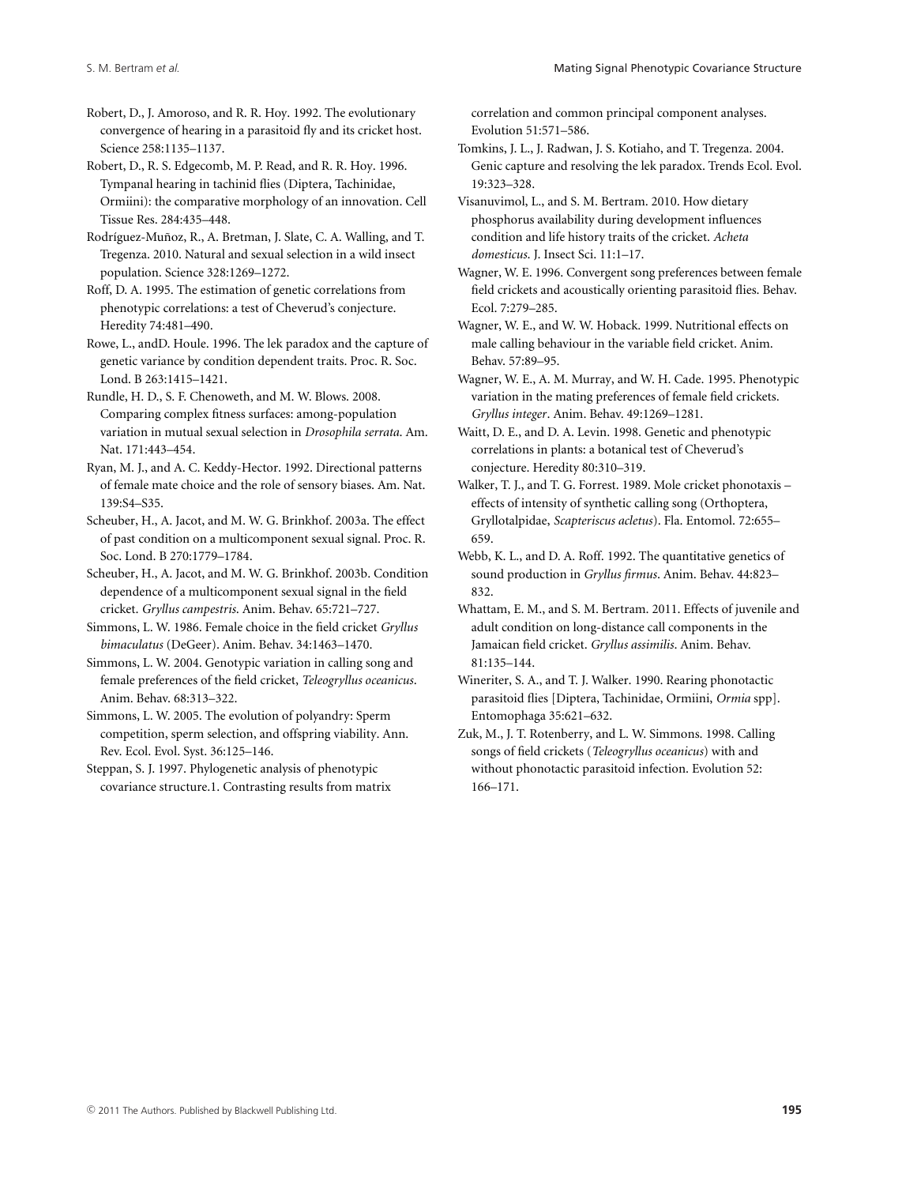Robert, D., J. Amoroso, and R. R. Hoy. 1992. The evolutionary convergence of hearing in a parasitoid fly and its cricket host. Science 258:1135–1137.

Robert, D., R. S. Edgecomb, M. P. Read, and R. R. Hoy. 1996. Tympanal hearing in tachinid flies (Diptera, Tachinidae, Ormiini): the comparative morphology of an innovation. Cell Tissue Res. 284:435–448.

Rodríguez-Muñoz, R., A. Bretman, J. Slate, C. A. Walling, and T. Tregenza. 2010. Natural and sexual selection in a wild insect population. Science 328:1269–1272.

Roff, D. A. 1995. The estimation of genetic correlations from phenotypic correlations: a test of Cheverud's conjecture. Heredity 74:481–490.

Rowe, L., andD. Houle. 1996. The lek paradox and the capture of genetic variance by condition dependent traits. Proc. R. Soc. Lond. B 263:1415–1421.

Rundle, H. D., S. F. Chenoweth, and M. W. Blows. 2008. Comparing complex fitness surfaces: among-population variation in mutual sexual selection in *Drosophila serrata*. Am. Nat. 171:443–454.

Ryan, M. J., and A. C. Keddy-Hector. 1992. Directional patterns of female mate choice and the role of sensory biases. Am. Nat. 139:S4–S35.

Scheuber, H., A. Jacot, and M. W. G. Brinkhof. 2003a. The effect of past condition on a multicomponent sexual signal. Proc. R. Soc. Lond. B 270:1779–1784.

Scheuber, H., A. Jacot, and M. W. G. Brinkhof. 2003b. Condition dependence of a multicomponent sexual signal in the field cricket. *Gryllus campestris*. Anim. Behav. 65:721–727.

Simmons, L. W. 1986. Female choice in the field cricket *Gryllus bimaculatus* (DeGeer). Anim. Behav. 34:1463–1470.

Simmons, L. W. 2004. Genotypic variation in calling song and female preferences of the field cricket, *Teleogryllus oceanicus*. Anim. Behav. 68:313–322.

Simmons, L. W. 2005. The evolution of polyandry: Sperm competition, sperm selection, and offspring viability. Ann. Rev. Ecol. Evol. Syst. 36:125–146.

Steppan, S. J. 1997. Phylogenetic analysis of phenotypic covariance structure.1. Contrasting results from matrix correlation and common principal component analyses. Evolution 51:571–586.

Tomkins, J. L., J. Radwan, J. S. Kotiaho, and T. Tregenza. 2004. Genic capture and resolving the lek paradox. Trends Ecol. Evol. 19:323–328.

Visanuvimol, L., and S. M. Bertram. 2010. How dietary phosphorus availability during development influences condition and life history traits of the cricket. *Acheta domesticus*. J. Insect Sci. 11:1–17.

Wagner, W. E. 1996. Convergent song preferences between female field crickets and acoustically orienting parasitoid flies. Behav. Ecol. 7:279–285.

Wagner, W. E., and W. W. Hoback. 1999. Nutritional effects on male calling behaviour in the variable field cricket. Anim. Behav. 57:89–95.

Wagner, W. E., A. M. Murray, and W. H. Cade. 1995. Phenotypic variation in the mating preferences of female field crickets. *Gryllus integer*. Anim. Behav. 49:1269–1281.

Waitt, D. E., and D. A. Levin. 1998. Genetic and phenotypic correlations in plants: a botanical test of Cheverud's conjecture. Heredity 80:310–319.

Walker, T. J., and T. G. Forrest. 1989. Mole cricket phonotaxis – effects of intensity of synthetic calling song (Orthoptera, Gryllotalpidae, *Scapteriscus acletus*). Fla. Entomol. 72:655–659.

Webb, K. L., and D. A. Roff. 1992. The quantitative genetics of sound production in *Gryllus firmus*. Anim. Behav. 44:823–832.

Whattam, E. M., and S. M. Bertram. 2011. Effects of juvenile and adult condition on long-distance call components in the Jamaican field cricket. *Gryllus assimilis*. Anim. Behav. 81:135–144.

Wineriter, S. A., and T. J. Walker. 1990. Rearing phonotactic parasitoid flies [Diptera, Tachinidae, Ormiini, *Ormia* spp]. Entomophaga 35:621–632.

Zuk, M., J. T. Rotenberry, and L. W. Simmons. 1998. Calling songs of field crickets (*Teleogryllus oceanicus*) with and without phonotactic parasitoid infection. Evolution 52: 166–171.